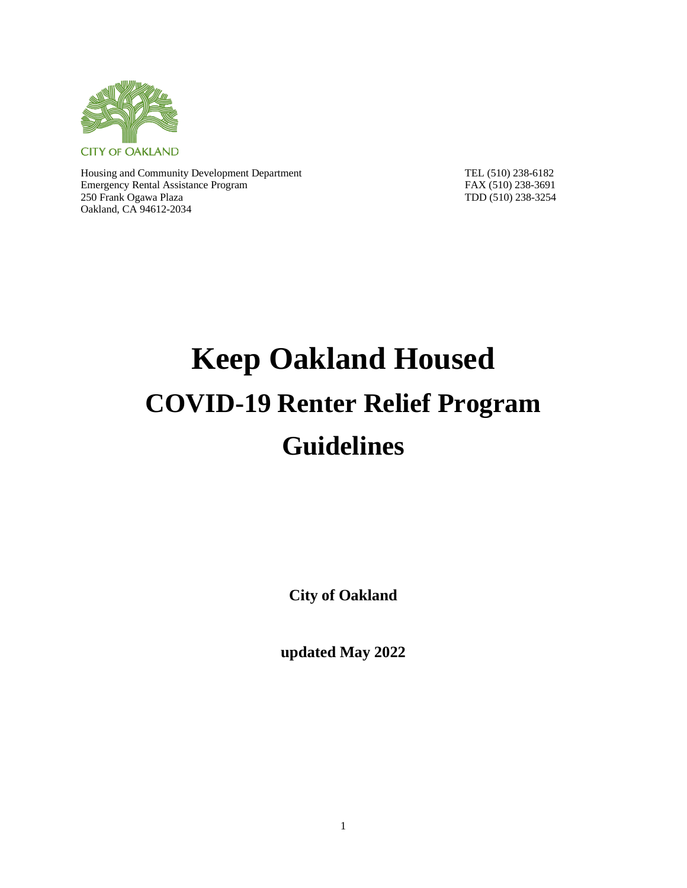CITY OF OAKLAND

Housing and Community Development Department
Emergency Rental Assistance Program
250 Frank Ogawa Plaza
Oakland, CA 94612-2034

TEL (510) 238-6182
FAX (510) 238-3691
TDD (510) 238-3254

# Keep Oakland Housed

## COVID-19 Renter Relief Program

## Guidelines

**City of Oakland**

**updated May 2022**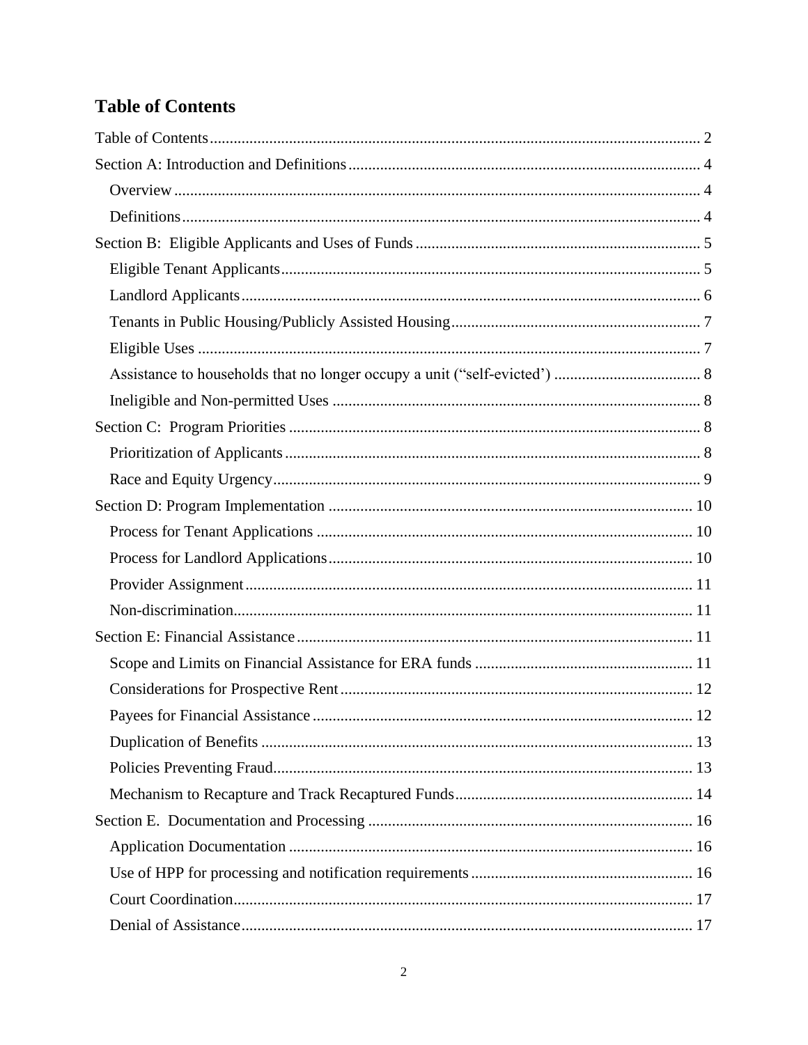# Table of Contents

Table of Contents ........................................................................................................................... 2

Section A: Introduction and Definitions ........................................................................................ 4

- Overview ..................................................................................................................................... 4
- Definitions .................................................................................................................................. 4

Section B: Eligible Applicants and Uses of Funds ....................................................................... 5

- Eligible Tenant Applicants ......................................................................................................... 5
- Landlord Applicants ................................................................................................................... 6
- Tenants in Public Housing/Publicly Assisted Housing .............................................................. 7
- Eligible Uses .............................................................................................................................. 7
- Assistance to households that no longer occupy a unit (“self-evicted’) ..................................... 8
- Ineligible and Non-permitted Uses ............................................................................................ 8

Section C: Program Priorities ....................................................................................................... 8

- Prioritization of Applicants ........................................................................................................ 8
- Race and Equity Urgency ........................................................................................................... 9

Section D: Program Implementation ........................................................................................... 10

- Process for Tenant Applications .............................................................................................. 10
- Process for Landlord Applications ........................................................................................... 10
- Provider Assignment ................................................................................................................ 11
- Non-discrimination ................................................................................................................... 11

Section E: Financial Assistance ................................................................................................... 11

- Scope and Limits on Financial Assistance for ERA funds ...................................................... 11
- Considerations for Prospective Rent ........................................................................................ 12
- Payees for Financial Assistance ............................................................................................... 12
- Duplication of Benefits ............................................................................................................ 13
- Policies Preventing Fraud ......................................................................................................... 13
- Mechanism to Recapture and Track Recaptured Funds ........................................................... 14

Section E. Documentation and Processing ................................................................................. 16

- Application Documentation ..................................................................................................... 16
- Use of HPP for processing and notification requirements ....................................................... 16
- Court Coordination ................................................................................................................... 17
- Denial of Assistance ................................................................................................................. 17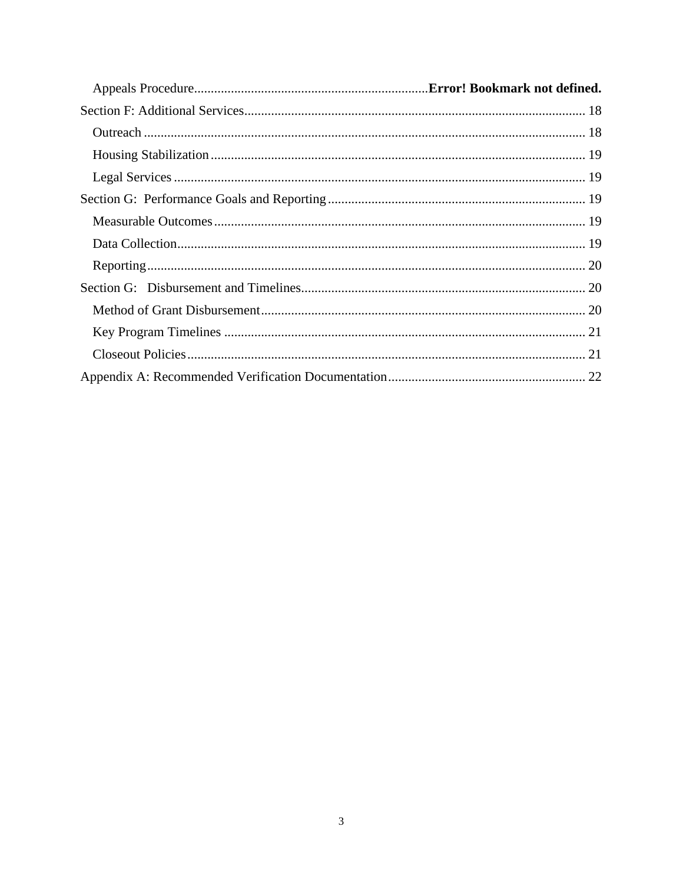Appeals Procedure......................................................................**Error! Bookmark not defined.**

Section F: Additional Services..................................................................................................... 18

Outreach ................................................................................................................................... 18

Housing Stabilization ............................................................................................................... 19

Legal Services .......................................................................................................................... 19

Section G: Performance Goals and Reporting ............................................................................. 19

Measurable Outcomes .............................................................................................................. 19

Data Collection......................................................................................................................... 19

Reporting.................................................................................................................................. 20

Section G: Disbursement and Timelines..................................................................................... 20

Method of Grant Disbursement................................................................................................ 20

Key Program Timelines ........................................................................................................... 21

Closeout Policies...................................................................................................................... 21

Appendix A: Recommended Verification Documentation........................................................... 22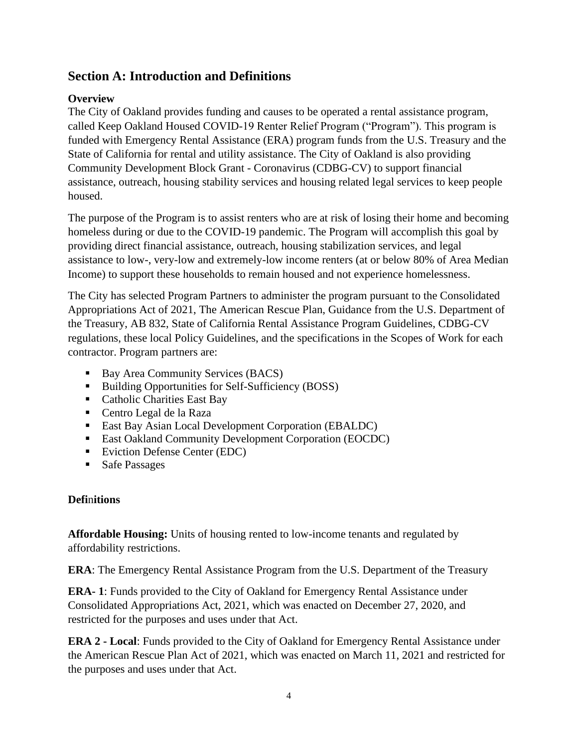## Section A: Introduction and Definitions

### Overview

The City of Oakland provides funding and causes to be operated a rental assistance program, called Keep Oakland Housed COVID-19 Renter Relief Program ("Program"). This program is funded with Emergency Rental Assistance (ERA) program funds from the U.S. Treasury and the State of California for rental and utility assistance. The City of Oakland is also providing Community Development Block Grant - Coronavirus (CDBG-CV) to support financial assistance, outreach, housing stability services and housing related legal services to keep people housed.

The purpose of the Program is to assist renters who are at risk of losing their home and becoming homeless during or due to the COVID-19 pandemic. The Program will accomplish this goal by providing direct financial assistance, outreach, housing stabilization services, and legal assistance to low-, very-low and extremely-low income renters (at or below 80% of Area Median Income) to support these households to remain housed and not experience homelessness.

The City has selected Program Partners to administer the program pursuant to the Consolidated Appropriations Act of 2021, The American Rescue Plan, Guidance from the U.S. Department of the Treasury, AB 832, State of California Rental Assistance Program Guidelines, CDBG-CV regulations, these local Policy Guidelines, and the specifications in the Scopes of Work for each contractor. Program partners are:

- Bay Area Community Services (BACS)
- Building Opportunities for Self-Sufficiency (BOSS)
- Catholic Charities East Bay
- Centro Legal de la Raza
- East Bay Asian Local Development Corporation (EBALDC)
- East Oakland Community Development Corporation (EOCDC)
- Eviction Defense Center (EDC)
- Safe Passages

### Definitions

**Affordable Housing:** Units of housing rented to low-income tenants and regulated by affordability restrictions.

**ERA**: The Emergency Rental Assistance Program from the U.S. Department of the Treasury

**ERA- 1**: Funds provided to the City of Oakland for Emergency Rental Assistance under Consolidated Appropriations Act, 2021, which was enacted on December 27, 2020, and restricted for the purposes and uses under that Act.

**ERA 2 - Local**: Funds provided to the City of Oakland for Emergency Rental Assistance under the American Rescue Plan Act of 2021, which was enacted on March 11, 2021 and restricted for the purposes and uses under that Act.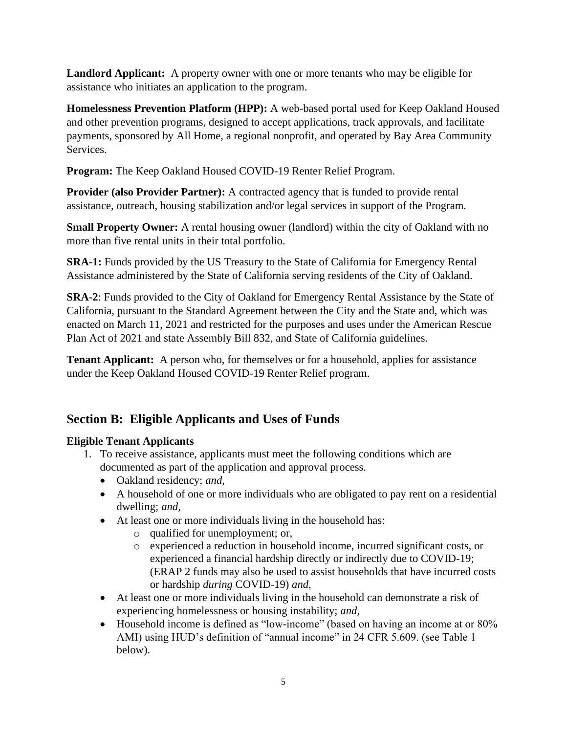**Landlord Applicant:** A property owner with one or more tenants who may be eligible for assistance who initiates an application to the program.

**Homelessness Prevention Platform (HPP):** A web-based portal used for Keep Oakland Housed and other prevention programs, designed to accept applications, track approvals, and facilitate payments, sponsored by All Home, a regional nonprofit, and operated by Bay Area Community Services.

**Program:** The Keep Oakland Housed COVID-19 Renter Relief Program.

**Provider (also Provider Partner):** A contracted agency that is funded to provide rental assistance, outreach, housing stabilization and/or legal services in support of the Program.

**Small Property Owner:** A rental housing owner (landlord) within the city of Oakland with no more than five rental units in their total portfolio.

**SRA-1:** Funds provided by the US Treasury to the State of California for Emergency Rental Assistance administered by the State of California serving residents of the City of Oakland.

**SRA-2**: Funds provided to the City of Oakland for Emergency Rental Assistance by the State of California, pursuant to the Standard Agreement between the City and the State and, which was enacted on March 11, 2021 and restricted for the purposes and uses under the American Rescue Plan Act of 2021 and state Assembly Bill 832, and State of California guidelines.

**Tenant Applicant:** A person who, for themselves or for a household, applies for assistance under the Keep Oakland Housed COVID-19 Renter Relief program.

## Section B: Eligible Applicants and Uses of Funds

### Eligible Tenant Applicants

1. To receive assistance, applicants must meet the following conditions which are documented as part of the application and approval process.
   - Oakland residency; *and,*
   - A household of one or more individuals who are obligated to pay rent on a residential dwelling; *and,*
   - At least one or more individuals living in the household has:
     - qualified for unemployment; or,
     - experienced a reduction in household income, incurred significant costs, or experienced a financial hardship directly or indirectly due to COVID-19; (ERAP 2 funds may also be used to assist households that have incurred costs or hardship *during* COVID-19) *and,*
   - At least one or more individuals living in the household can demonstrate a risk of experiencing homelessness or housing instability; *and,*
   - Household income is defined as "low-income" (based on having an income at or 80% AMI) using HUD's definition of "annual income" in 24 CFR 5.609. (see Table 1 below).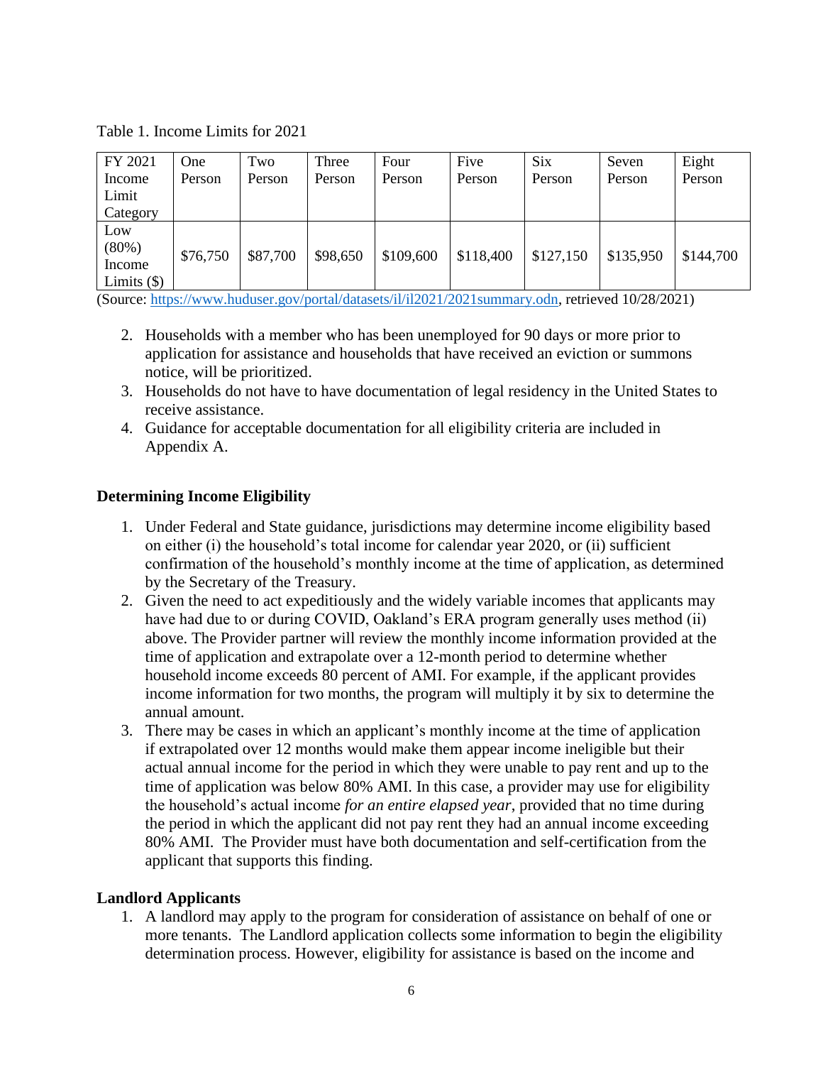Table 1. Income Limits for 2021

| FY 2021 Income Limit Category | One Person | Two Person | Three Person | Four Person | Five Person | Six Person | Seven Person | Eight Person |
|---|---|---|---|---|---|---|---|---|
| Low (80%) Income Limits ($) | $76,750 | $87,700 | $98,650 | $109,600 | $118,400 | $127,150 | $135,950 | $144,700 |

(Source: https://www.huduser.gov/portal/datasets/il/il2021/2021summary.odn, retrieved 10/28/2021)

2. Households with a member who has been unemployed for 90 days or more prior to application for assistance and households that have received an eviction or summons notice, will be prioritized.
3. Households do not have to have documentation of legal residency in the United States to receive assistance.
4. Guidance for acceptable documentation for all eligibility criteria are included in Appendix A.

**Determining Income Eligibility**

1. Under Federal and State guidance, jurisdictions may determine income eligibility based on either (i) the household's total income for calendar year 2020, or (ii) sufficient confirmation of the household's monthly income at the time of application, as determined by the Secretary of the Treasury.
2. Given the need to act expeditiously and the widely variable incomes that applicants may have had due to or during COVID, Oakland's ERA program generally uses method (ii) above. The Provider partner will review the monthly income information provided at the time of application and extrapolate over a 12-month period to determine whether household income exceeds 80 percent of AMI. For example, if the applicant provides income information for two months, the program will multiply it by six to determine the annual amount.
3. There may be cases in which an applicant's monthly income at the time of application if extrapolated over 12 months would make them appear income ineligible but their actual annual income for the period in which they were unable to pay rent and up to the time of application was below 80% AMI. In this case, a provider may use for eligibility the household's actual income *for an entire elapsed year*, provided that no time during the period in which the applicant did not pay rent they had an annual income exceeding 80% AMI. The Provider must have both documentation and self-certification from the applicant that supports this finding.

**Landlord Applicants**

1. A landlord may apply to the program for consideration of assistance on behalf of one or more tenants. The Landlord application collects some information to begin the eligibility determination process. However, eligibility for assistance is based on the income and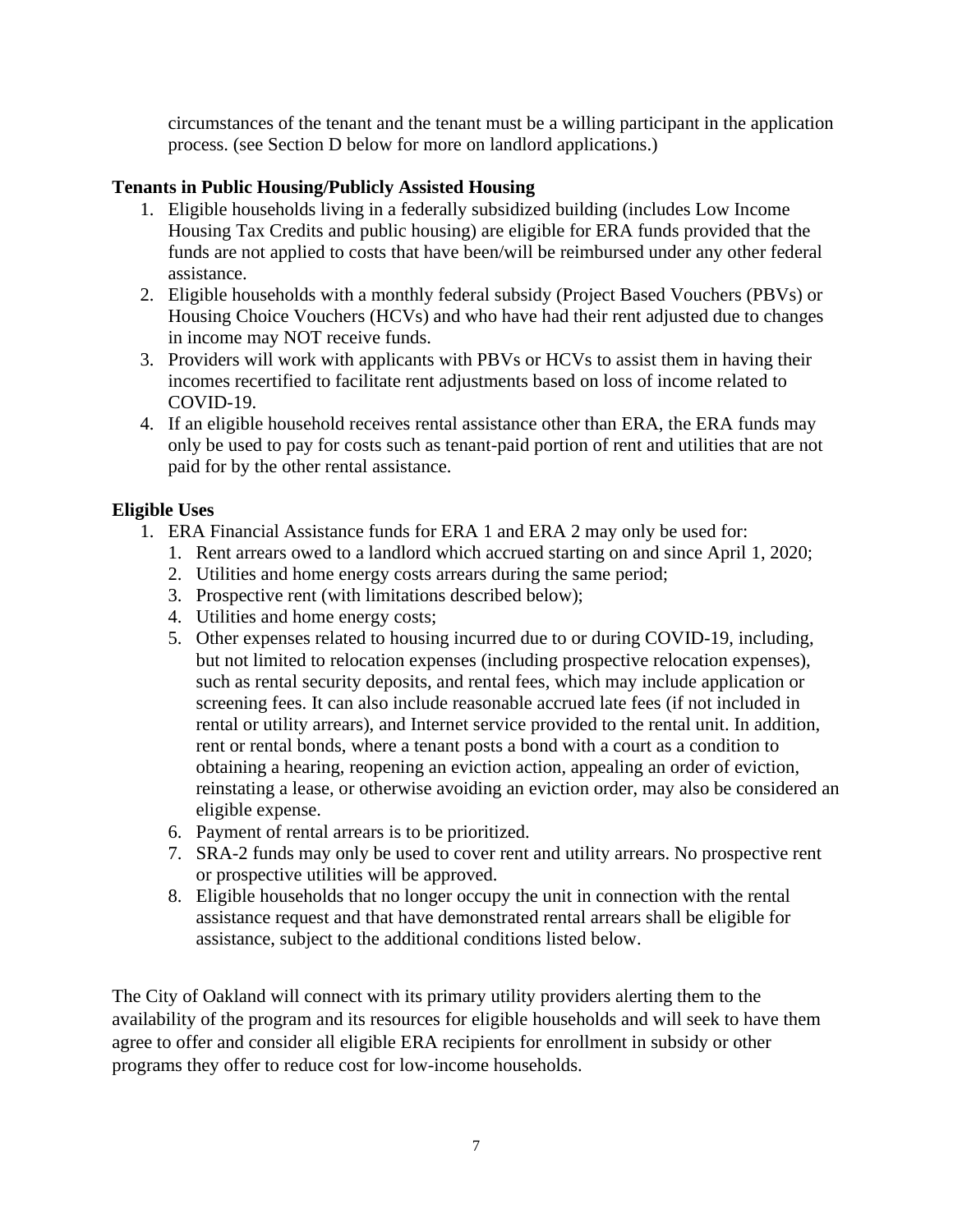circumstances of the tenant and the tenant must be a willing participant in the application process. (see Section D below for more on landlord applications.)

**Tenants in Public Housing/Publicly Assisted Housing**

1. Eligible households living in a federally subsidized building (includes Low Income Housing Tax Credits and public housing) are eligible for ERA funds provided that the funds are not applied to costs that have been/will be reimbursed under any other federal assistance.
2. Eligible households with a monthly federal subsidy (Project Based Vouchers (PBVs) or Housing Choice Vouchers (HCVs) and who have had their rent adjusted due to changes in income may NOT receive funds.
3. Providers will work with applicants with PBVs or HCVs to assist them in having their incomes recertified to facilitate rent adjustments based on loss of income related to COVID-19.
4. If an eligible household receives rental assistance other than ERA, the ERA funds may only be used to pay for costs such as tenant-paid portion of rent and utilities that are not paid for by the other rental assistance.

**Eligible Uses**

1. ERA Financial Assistance funds for ERA 1 and ERA 2 may only be used for:
   1. Rent arrears owed to a landlord which accrued starting on and since April 1, 2020;
   2. Utilities and home energy costs arrears during the same period;
   3. Prospective rent (with limitations described below);
   4. Utilities and home energy costs;
   5. Other expenses related to housing incurred due to or during COVID-19, including, but not limited to relocation expenses (including prospective relocation expenses), such as rental security deposits, and rental fees, which may include application or screening fees. It can also include reasonable accrued late fees (if not included in rental or utility arrears), and Internet service provided to the rental unit. In addition, rent or rental bonds, where a tenant posts a bond with a court as a condition to obtaining a hearing, reopening an eviction action, appealing an order of eviction, reinstating a lease, or otherwise avoiding an eviction order, may also be considered an eligible expense.
   6. Payment of rental arrears is to be prioritized.
   7. SRA-2 funds may only be used to cover rent and utility arrears. No prospective rent or prospective utilities will be approved.
   8. Eligible households that no longer occupy the unit in connection with the rental assistance request and that have demonstrated rental arrears shall be eligible for assistance, subject to the additional conditions listed below.

The City of Oakland will connect with its primary utility providers alerting them to the availability of the program and its resources for eligible households and will seek to have them agree to offer and consider all eligible ERA recipients for enrollment in subsidy or other programs they offer to reduce cost for low-income households.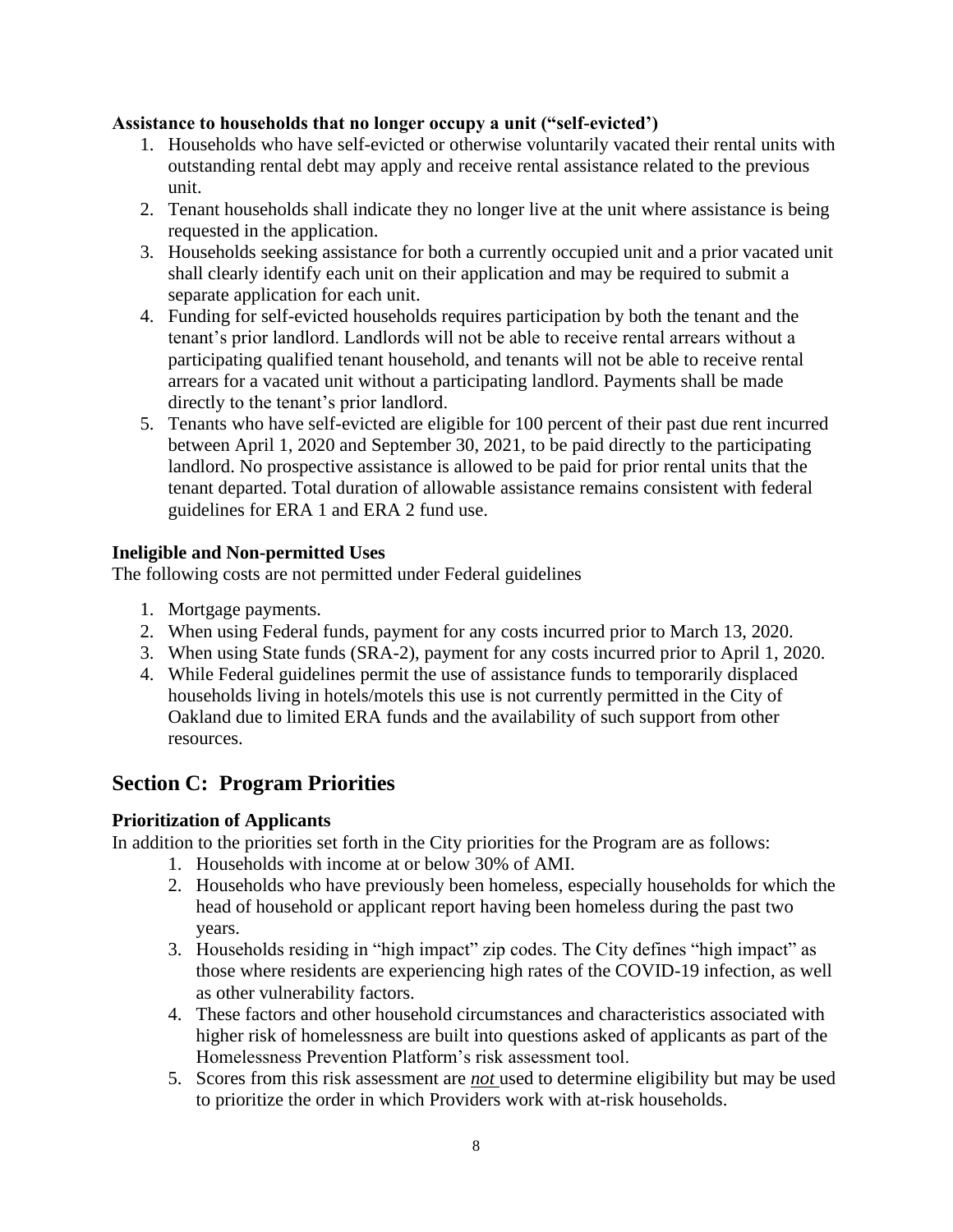**Assistance to households that no longer occupy a unit ("self-evicted')**

1. Households who have self-evicted or otherwise voluntarily vacated their rental units with outstanding rental debt may apply and receive rental assistance related to the previous unit.
2. Tenant households shall indicate they no longer live at the unit where assistance is being requested in the application.
3. Households seeking assistance for both a currently occupied unit and a prior vacated unit shall clearly identify each unit on their application and may be required to submit a separate application for each unit.
4. Funding for self-evicted households requires participation by both the tenant and the tenant's prior landlord. Landlords will not be able to receive rental arrears without a participating qualified tenant household, and tenants will not be able to receive rental arrears for a vacated unit without a participating landlord. Payments shall be made directly to the tenant's prior landlord.
5. Tenants who have self-evicted are eligible for 100 percent of their past due rent incurred between April 1, 2020 and September 30, 2021, to be paid directly to the participating landlord. No prospective assistance is allowed to be paid for prior rental units that the tenant departed. Total duration of allowable assistance remains consistent with federal guidelines for ERA 1 and ERA 2 fund use.

**Ineligible and Non-permitted Uses**

The following costs are not permitted under Federal guidelines

1. Mortgage payments.
2. When using Federal funds, payment for any costs incurred prior to March 13, 2020.
3. When using State funds (SRA-2), payment for any costs incurred prior to April 1, 2020.
4. While Federal guidelines permit the use of assistance funds to temporarily displaced households living in hotels/motels this use is not currently permitted in the City of Oakland due to limited ERA funds and the availability of such support from other resources.

## Section C: Program Priorities

**Prioritization of Applicants**

In addition to the priorities set forth in the City priorities for the Program are as follows:

1. Households with income at or below 30% of AMI.
2. Households who have previously been homeless, especially households for which the head of household or applicant report having been homeless during the past two years.
3. Households residing in "high impact" zip codes. The City defines "high impact" as those where residents are experiencing high rates of the COVID-19 infection, as well as other vulnerability factors.
4. These factors and other household circumstances and characteristics associated with higher risk of homelessness are built into questions asked of applicants as part of the Homelessness Prevention Platform's risk assessment tool.
5. Scores from this risk assessment are ***not*** used to determine eligibility but may be used to prioritize the order in which Providers work with at-risk households.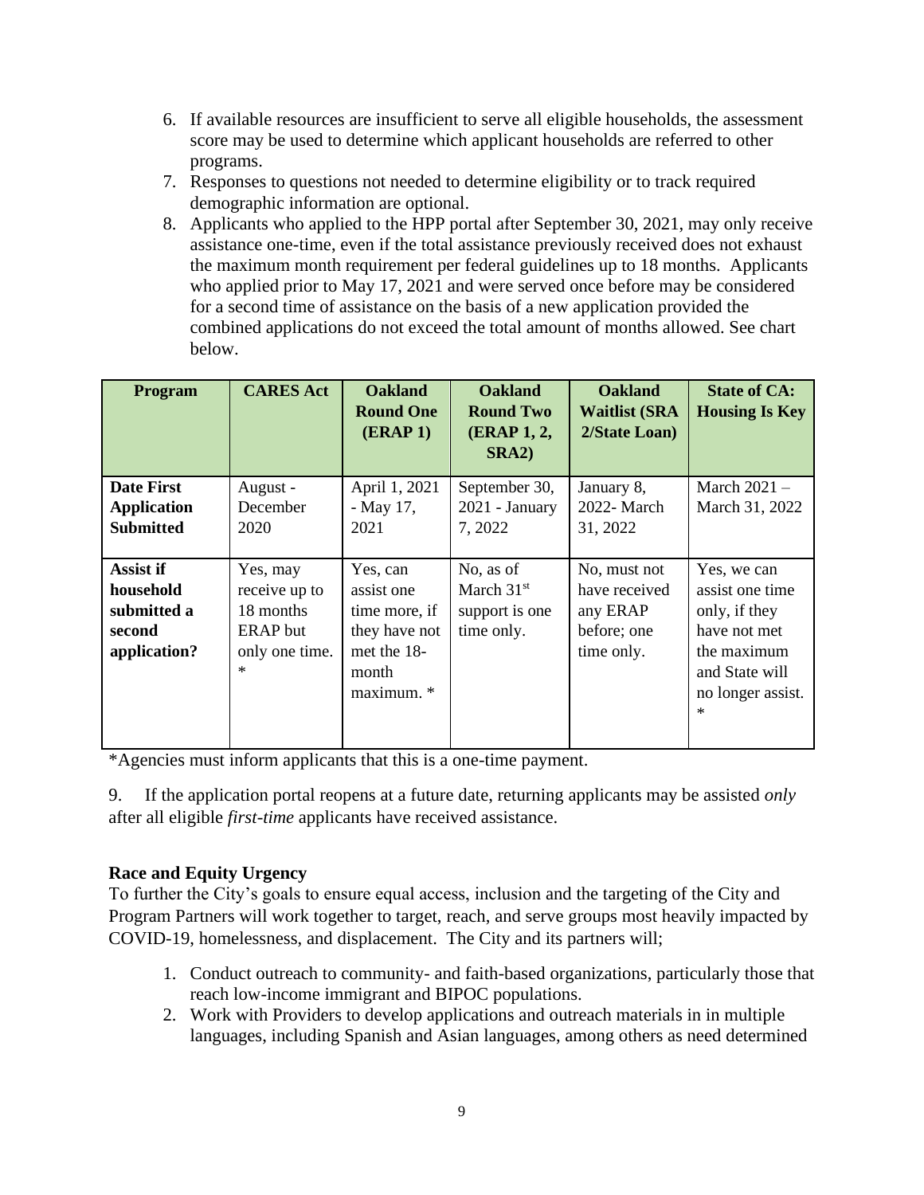6. If available resources are insufficient to serve all eligible households, the assessment score may be used to determine which applicant households are referred to other programs.
7. Responses to questions not needed to determine eligibility or to track required demographic information are optional.
8. Applicants who applied to the HPP portal after September 30, 2021, may only receive assistance one-time, even if the total assistance previously received does not exhaust the maximum month requirement per federal guidelines up to 18 months. Applicants who applied prior to May 17, 2021 and were served once before may be considered for a second time of assistance on the basis of a new application provided the combined applications do not exceed the total amount of months allowed. See chart below.

| Program | CARES Act | Oakland Round One (ERAP 1) | Oakland Round Two (ERAP 1, 2, SRA2) | Oakland Waitlist (SRA 2/State Loan) | State of CA: Housing Is Key |
|---|---|---|---|---|---|
| **Date First Application Submitted** | August - December 2020 | April 1, 2021 - May 17, 2021 | September 30, 2021 - January 7, 2022 | January 8, 2022- March 31, 2022 | March 2021 – March 31, 2022 |
| **Assist if household submitted a second application?** | Yes, may receive up to 18 months ERAP but only one time. * | Yes, can assist one time more, if they have not met the 18-month maximum. * | No, as of March 31st support is one time only. | No, must not have received any ERAP before; one time only. | Yes, we can assist one time only, if they have not met the maximum and State will no longer assist. * |

*Agencies must inform applicants that this is a one-time payment.

9. If the application portal reopens at a future date, returning applicants may be assisted *only* after all eligible *first-time* applicants have received assistance.

**Race and Equity Urgency**

To further the City's goals to ensure equal access, inclusion and the targeting of the City and Program Partners will work together to target, reach, and serve groups most heavily impacted by COVID-19, homelessness, and displacement. The City and its partners will;

1. Conduct outreach to community- and faith-based organizations, particularly those that reach low-income immigrant and BIPOC populations.
2. Work with Providers to develop applications and outreach materials in in multiple languages, including Spanish and Asian languages, among others as need determined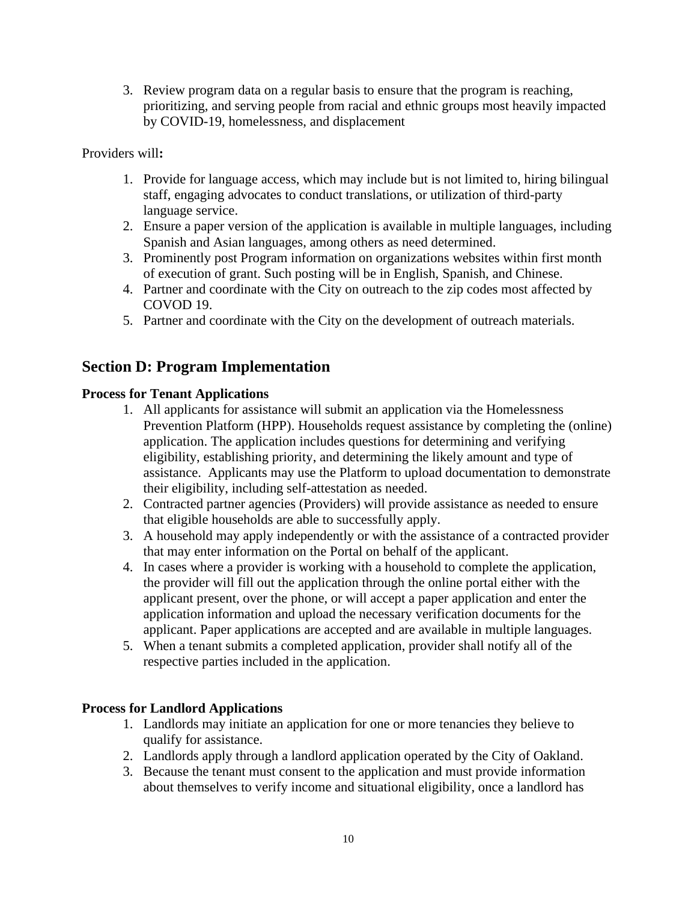3. Review program data on a regular basis to ensure that the program is reaching, prioritizing, and serving people from racial and ethnic groups most heavily impacted by COVID-19, homelessness, and displacement

Providers will**:**

1. Provide for language access, which may include but is not limited to, hiring bilingual staff, engaging advocates to conduct translations, or utilization of third-party language service.
2. Ensure a paper version of the application is available in multiple languages, including Spanish and Asian languages, among others as need determined.
3. Prominently post Program information on organizations websites within first month of execution of grant. Such posting will be in English, Spanish, and Chinese.
4. Partner and coordinate with the City on outreach to the zip codes most affected by COVOD 19.
5. Partner and coordinate with the City on the development of outreach materials.

## Section D: Program Implementation

**Process for Tenant Applications**

1. All applicants for assistance will submit an application via the Homelessness Prevention Platform (HPP). Households request assistance by completing the (online) application. The application includes questions for determining and verifying eligibility, establishing priority, and determining the likely amount and type of assistance. Applicants may use the Platform to upload documentation to demonstrate their eligibility, including self-attestation as needed.
2. Contracted partner agencies (Providers) will provide assistance as needed to ensure that eligible households are able to successfully apply.
3. A household may apply independently or with the assistance of a contracted provider that may enter information on the Portal on behalf of the applicant.
4. In cases where a provider is working with a household to complete the application, the provider will fill out the application through the online portal either with the applicant present, over the phone, or will accept a paper application and enter the application information and upload the necessary verification documents for the applicant. Paper applications are accepted and are available in multiple languages.
5. When a tenant submits a completed application, provider shall notify all of the respective parties included in the application.

**Process for Landlord Applications**

1. Landlords may initiate an application for one or more tenancies they believe to qualify for assistance.
2. Landlords apply through a landlord application operated by the City of Oakland.
3. Because the tenant must consent to the application and must provide information about themselves to verify income and situational eligibility, once a landlord has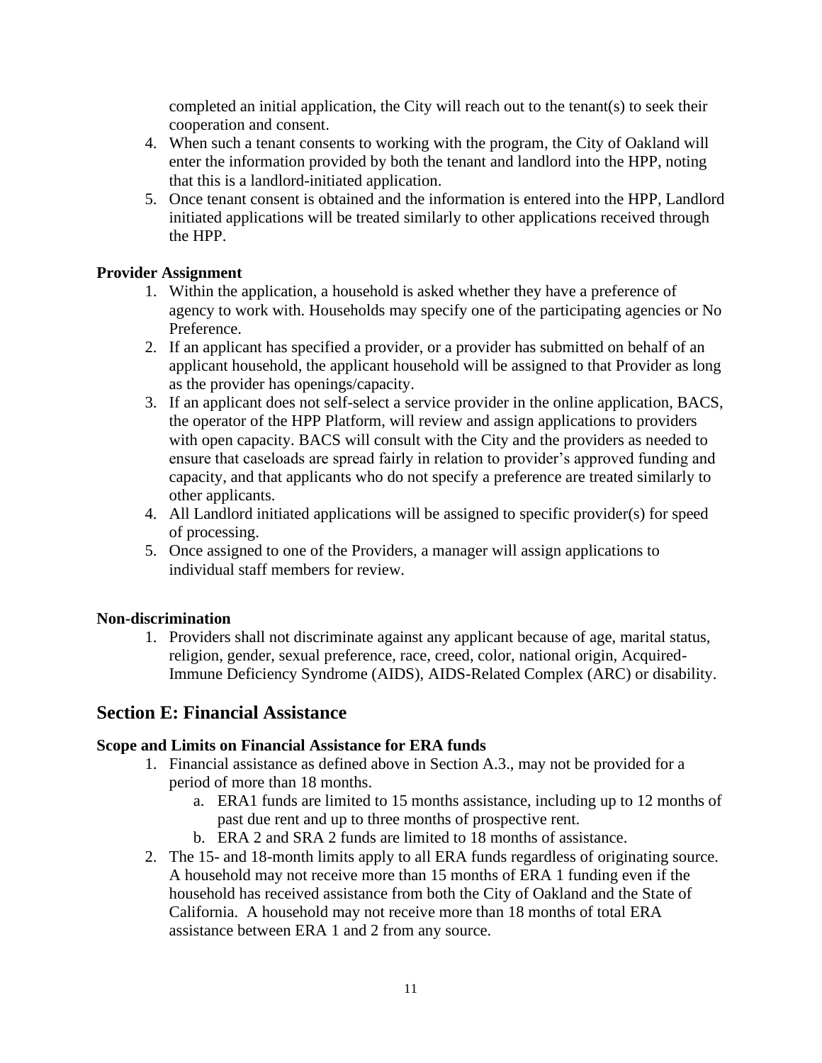completed an initial application, the City will reach out to the tenant(s) to seek their cooperation and consent.

4. When such a tenant consents to working with the program, the City of Oakland will enter the information provided by both the tenant and landlord into the HPP, noting that this is a landlord-initiated application.
5. Once tenant consent is obtained and the information is entered into the HPP, Landlord initiated applications will be treated similarly to other applications received through the HPP.

### Provider Assignment

1. Within the application, a household is asked whether they have a preference of agency to work with. Households may specify one of the participating agencies or No Preference.
2. If an applicant has specified a provider, or a provider has submitted on behalf of an applicant household, the applicant household will be assigned to that Provider as long as the provider has openings/capacity.
3. If an applicant does not self-select a service provider in the online application, BACS, the operator of the HPP Platform, will review and assign applications to providers with open capacity. BACS will consult with the City and the providers as needed to ensure that caseloads are spread fairly in relation to provider's approved funding and capacity, and that applicants who do not specify a preference are treated similarly to other applicants.
4. All Landlord initiated applications will be assigned to specific provider(s) for speed of processing.
5. Once assigned to one of the Providers, a manager will assign applications to individual staff members for review.

### Non-discrimination

1. Providers shall not discriminate against any applicant because of age, marital status, religion, gender, sexual preference, race, creed, color, national origin, Acquired-Immune Deficiency Syndrome (AIDS), AIDS-Related Complex (ARC) or disability.

## Section E: Financial Assistance

### Scope and Limits on Financial Assistance for ERA funds

1. Financial assistance as defined above in Section A.3., may not be provided for a period of more than 18 months.
   a. ERA1 funds are limited to 15 months assistance, including up to 12 months of past due rent and up to three months of prospective rent.
   b. ERA 2 and SRA 2 funds are limited to 18 months of assistance.
2. The 15- and 18-month limits apply to all ERA funds regardless of originating source. A household may not receive more than 15 months of ERA 1 funding even if the household has received assistance from both the City of Oakland and the State of California. A household may not receive more than 18 months of total ERA assistance between ERA 1 and 2 from any source.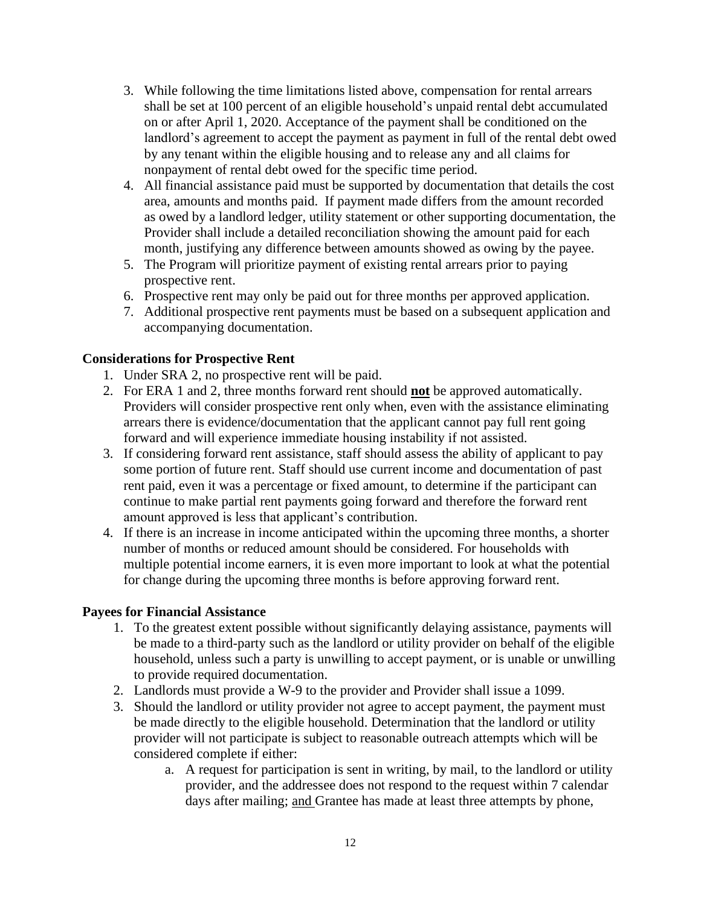3. While following the time limitations listed above, compensation for rental arrears shall be set at 100 percent of an eligible household's unpaid rental debt accumulated on or after April 1, 2020. Acceptance of the payment shall be conditioned on the landlord's agreement to accept the payment as payment in full of the rental debt owed by any tenant within the eligible housing and to release any and all claims for nonpayment of rental debt owed for the specific time period.
4. All financial assistance paid must be supported by documentation that details the cost area, amounts and months paid. If payment made differs from the amount recorded as owed by a landlord ledger, utility statement or other supporting documentation, the Provider shall include a detailed reconciliation showing the amount paid for each month, justifying any difference between amounts showed as owing by the payee.
5. The Program will prioritize payment of existing rental arrears prior to paying prospective rent.
6. Prospective rent may only be paid out for three months per approved application.
7. Additional prospective rent payments must be based on a subsequent application and accompanying documentation.

**Considerations for Prospective Rent**

1. Under SRA 2, no prospective rent will be paid.
2. For ERA 1 and 2, three months forward rent should **not** be approved automatically. Providers will consider prospective rent only when, even with the assistance eliminating arrears there is evidence/documentation that the applicant cannot pay full rent going forward and will experience immediate housing instability if not assisted.
3. If considering forward rent assistance, staff should assess the ability of applicant to pay some portion of future rent. Staff should use current income and documentation of past rent paid, even it was a percentage or fixed amount, to determine if the participant can continue to make partial rent payments going forward and therefore the forward rent amount approved is less that applicant's contribution.
4. If there is an increase in income anticipated within the upcoming three months, a shorter number of months or reduced amount should be considered. For households with multiple potential income earners, it is even more important to look at what the potential for change during the upcoming three months is before approving forward rent.

**Payees for Financial Assistance**

1. To the greatest extent possible without significantly delaying assistance, payments will be made to a third-party such as the landlord or utility provider on behalf of the eligible household, unless such a party is unwilling to accept payment, or is unable or unwilling to provide required documentation.
2. Landlords must provide a W-9 to the provider and Provider shall issue a 1099.
3. Should the landlord or utility provider not agree to accept payment, the payment must be made directly to the eligible household. Determination that the landlord or utility provider will not participate is subject to reasonable outreach attempts which will be considered complete if either:
    a. A request for participation is sent in writing, by mail, to the landlord or utility provider, and the addressee does not respond to the request within 7 calendar days after mailing; <u>and</u> Grantee has made at least three attempts by phone,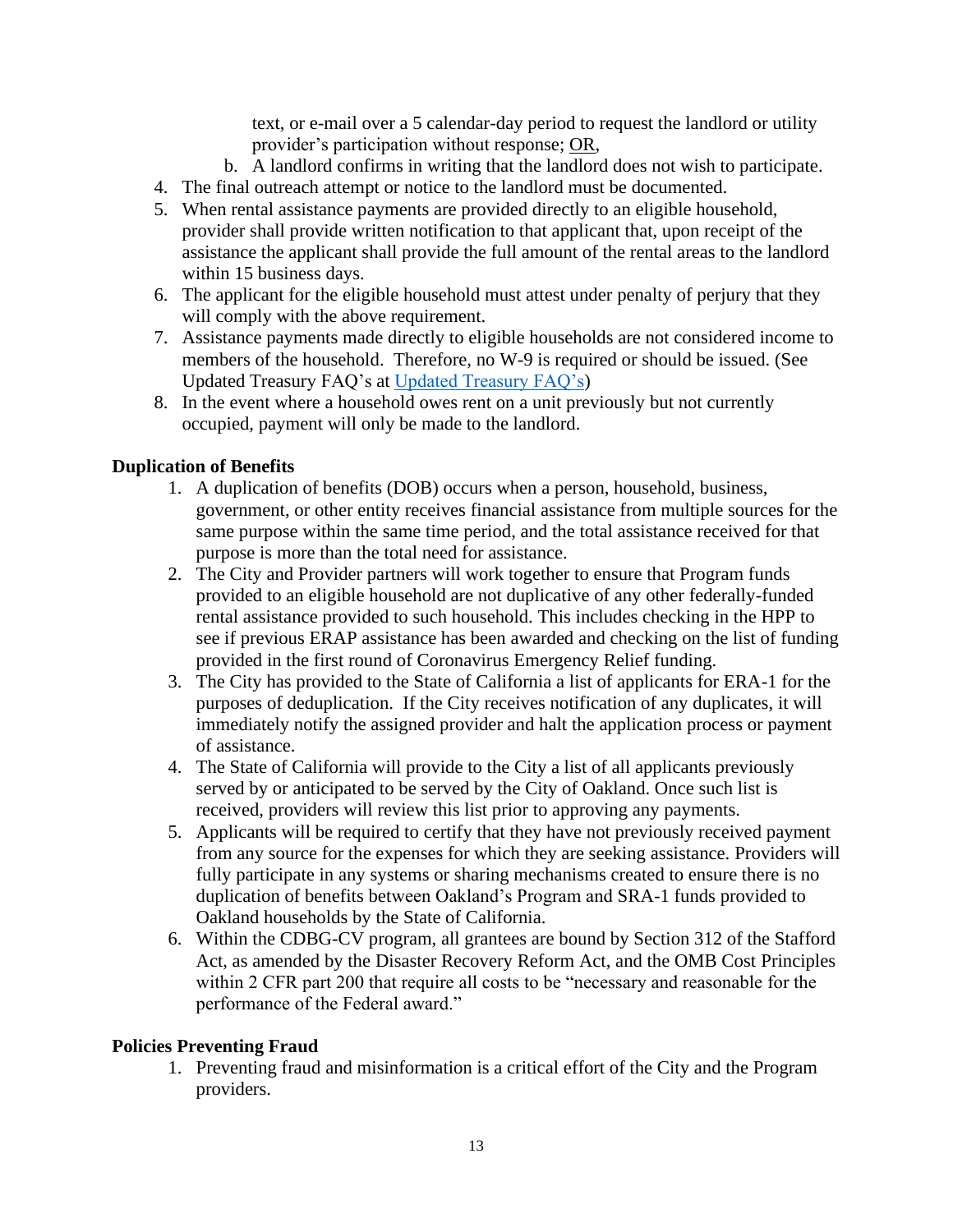text, or e-mail over a 5 calendar-day period to request the landlord or utility provider's participation without response; OR,

b. A landlord confirms in writing that the landlord does not wish to participate.

4. The final outreach attempt or notice to the landlord must be documented.
5. When rental assistance payments are provided directly to an eligible household, provider shall provide written notification to that applicant that, upon receipt of the assistance the applicant shall provide the full amount of the rental areas to the landlord within 15 business days.
6. The applicant for the eligible household must attest under penalty of perjury that they will comply with the above requirement.
7. Assistance payments made directly to eligible households are not considered income to members of the household. Therefore, no W-9 is required or should be issued. (See Updated Treasury FAQ's at Updated Treasury FAQ's)
8. In the event where a household owes rent on a unit previously but not currently occupied, payment will only be made to the landlord.

**Duplication of Benefits**

1. A duplication of benefits (DOB) occurs when a person, household, business, government, or other entity receives financial assistance from multiple sources for the same purpose within the same time period, and the total assistance received for that purpose is more than the total need for assistance.
2. The City and Provider partners will work together to ensure that Program funds provided to an eligible household are not duplicative of any other federally-funded rental assistance provided to such household. This includes checking in the HPP to see if previous ERAP assistance has been awarded and checking on the list of funding provided in the first round of Coronavirus Emergency Relief funding.
3. The City has provided to the State of California a list of applicants for ERA-1 for the purposes of deduplication. If the City receives notification of any duplicates, it will immediately notify the assigned provider and halt the application process or payment of assistance.
4. The State of California will provide to the City a list of all applicants previously served by or anticipated to be served by the City of Oakland. Once such list is received, providers will review this list prior to approving any payments.
5. Applicants will be required to certify that they have not previously received payment from any source for the expenses for which they are seeking assistance. Providers will fully participate in any systems or sharing mechanisms created to ensure there is no duplication of benefits between Oakland's Program and SRA-1 funds provided to Oakland households by the State of California.
6. Within the CDBG-CV program, all grantees are bound by Section 312 of the Stafford Act, as amended by the Disaster Recovery Reform Act, and the OMB Cost Principles within 2 CFR part 200 that require all costs to be "necessary and reasonable for the performance of the Federal award."

**Policies Preventing Fraud**

1. Preventing fraud and misinformation is a critical effort of the City and the Program providers.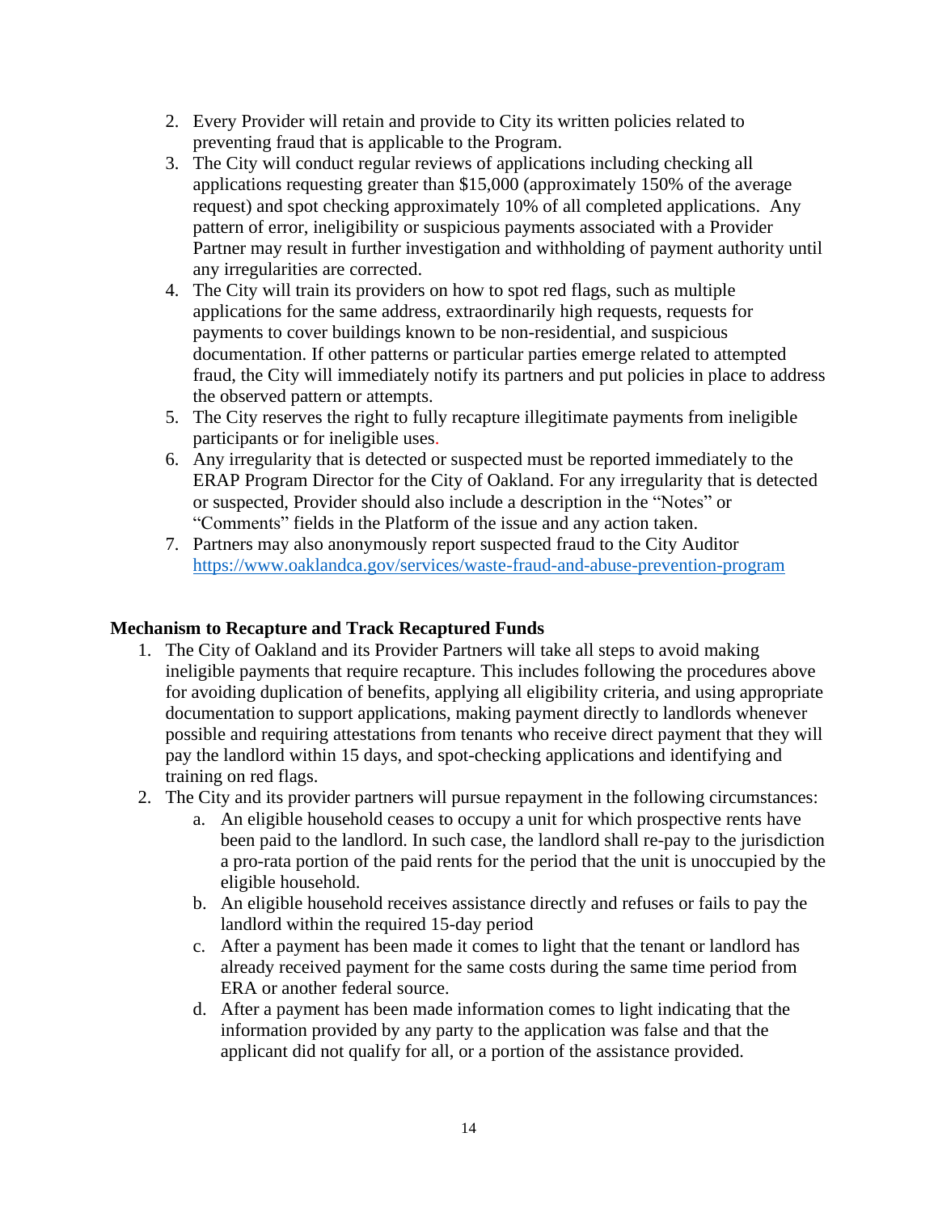2. Every Provider will retain and provide to City its written policies related to preventing fraud that is applicable to the Program.
3. The City will conduct regular reviews of applications including checking all applications requesting greater than $15,000 (approximately 150% of the average request) and spot checking approximately 10% of all completed applications. Any pattern of error, ineligibility or suspicious payments associated with a Provider Partner may result in further investigation and withholding of payment authority until any irregularities are corrected.
4. The City will train its providers on how to spot red flags, such as multiple applications for the same address, extraordinarily high requests, requests for payments to cover buildings known to be non-residential, and suspicious documentation. If other patterns or particular parties emerge related to attempted fraud, the City will immediately notify its partners and put policies in place to address the observed pattern or attempts.
5. The City reserves the right to fully recapture illegitimate payments from ineligible participants or for ineligible uses.
6. Any irregularity that is detected or suspected must be reported immediately to the ERAP Program Director for the City of Oakland. For any irregularity that is detected or suspected, Provider should also include a description in the "Notes" or "Comments" fields in the Platform of the issue and any action taken.
7. Partners may also anonymously report suspected fraud to the City Auditor https://www.oaklandca.gov/services/waste-fraud-and-abuse-prevention-program

**Mechanism to Recapture and Track Recaptured Funds**

1. The City of Oakland and its Provider Partners will take all steps to avoid making ineligible payments that require recapture. This includes following the procedures above for avoiding duplication of benefits, applying all eligibility criteria, and using appropriate documentation to support applications, making payment directly to landlords whenever possible and requiring attestations from tenants who receive direct payment that they will pay the landlord within 15 days, and spot-checking applications and identifying and training on red flags.
2. The City and its provider partners will pursue repayment in the following circumstances:
   a. An eligible household ceases to occupy a unit for which prospective rents have been paid to the landlord. In such case, the landlord shall re-pay to the jurisdiction a pro-rata portion of the paid rents for the period that the unit is unoccupied by the eligible household.
   b. An eligible household receives assistance directly and refuses or fails to pay the landlord within the required 15-day period
   c. After a payment has been made it comes to light that the tenant or landlord has already received payment for the same costs during the same time period from ERA or another federal source.
   d. After a payment has been made information comes to light indicating that the information provided by any party to the application was false and that the applicant did not qualify for all, or a portion of the assistance provided.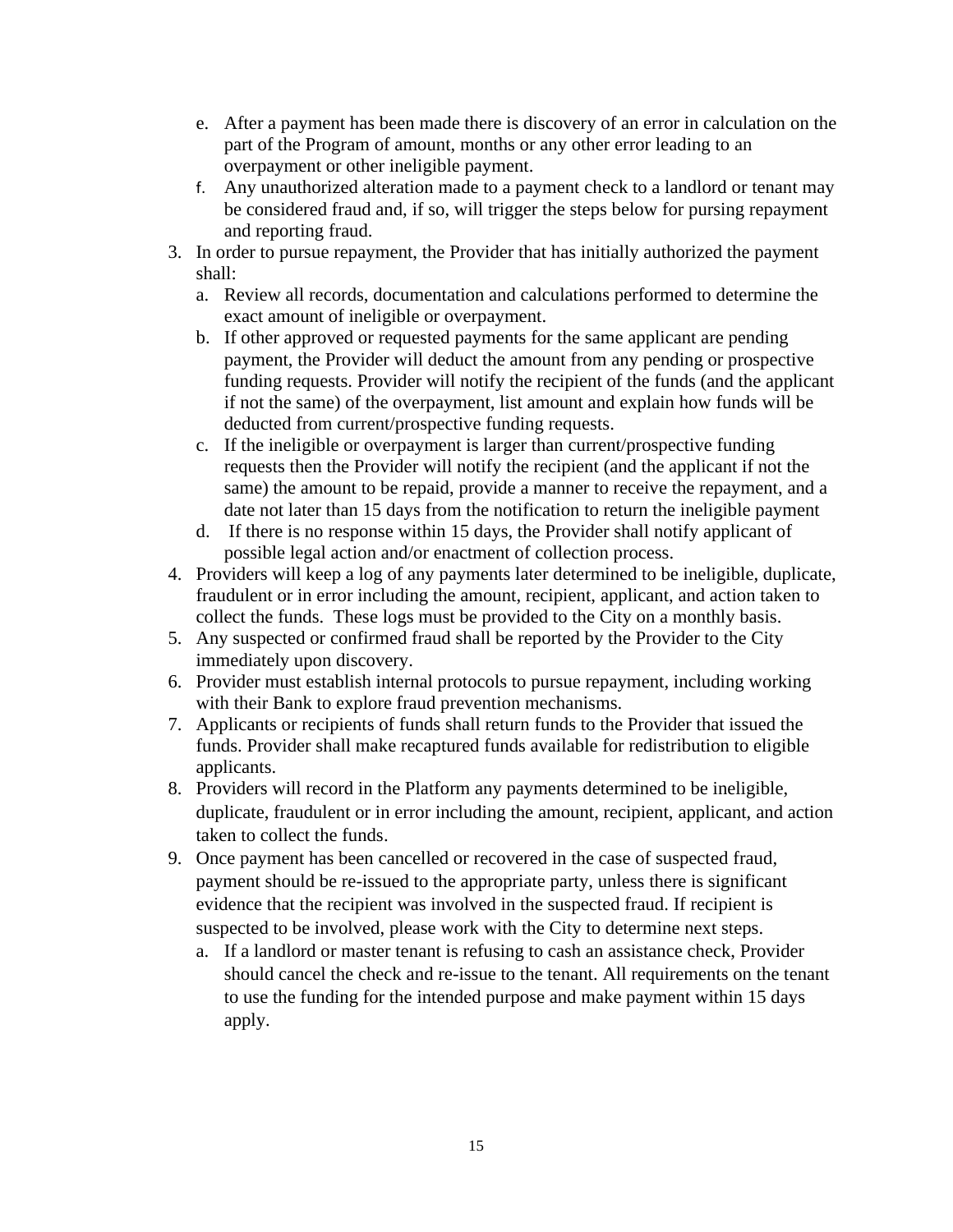e. After a payment has been made there is discovery of an error in calculation on the part of the Program of amount, months or any other error leading to an overpayment or other ineligible payment.
   f. Any unauthorized alteration made to a payment check to a landlord or tenant may be considered fraud and, if so, will trigger the steps below for pursing repayment and reporting fraud.
3. In order to pursue repayment, the Provider that has initially authorized the payment shall:
   a. Review all records, documentation and calculations performed to determine the exact amount of ineligible or overpayment.
   b. If other approved or requested payments for the same applicant are pending payment, the Provider will deduct the amount from any pending or prospective funding requests. Provider will notify the recipient of the funds (and the applicant if not the same) of the overpayment, list amount and explain how funds will be deducted from current/prospective funding requests.
   c. If the ineligible or overpayment is larger than current/prospective funding requests then the Provider will notify the recipient (and the applicant if not the same) the amount to be repaid, provide a manner to receive the repayment, and a date not later than 15 days from the notification to return the ineligible payment
   d. If there is no response within 15 days, the Provider shall notify applicant of possible legal action and/or enactment of collection process.
4. Providers will keep a log of any payments later determined to be ineligible, duplicate, fraudulent or in error including the amount, recipient, applicant, and action taken to collect the funds. These logs must be provided to the City on a monthly basis.
5. Any suspected or confirmed fraud shall be reported by the Provider to the City immediately upon discovery.
6. Provider must establish internal protocols to pursue repayment, including working with their Bank to explore fraud prevention mechanisms.
7. Applicants or recipients of funds shall return funds to the Provider that issued the funds. Provider shall make recaptured funds available for redistribution to eligible applicants.
8. Providers will record in the Platform any payments determined to be ineligible, duplicate, fraudulent or in error including the amount, recipient, applicant, and action taken to collect the funds.
9. Once payment has been cancelled or recovered in the case of suspected fraud, payment should be re-issued to the appropriate party, unless there is significant evidence that the recipient was involved in the suspected fraud. If recipient is suspected to be involved, please work with the City to determine next steps.
   a. If a landlord or master tenant is refusing to cash an assistance check, Provider should cancel the check and re-issue to the tenant. All requirements on the tenant to use the funding for the intended purpose and make payment within 15 days apply.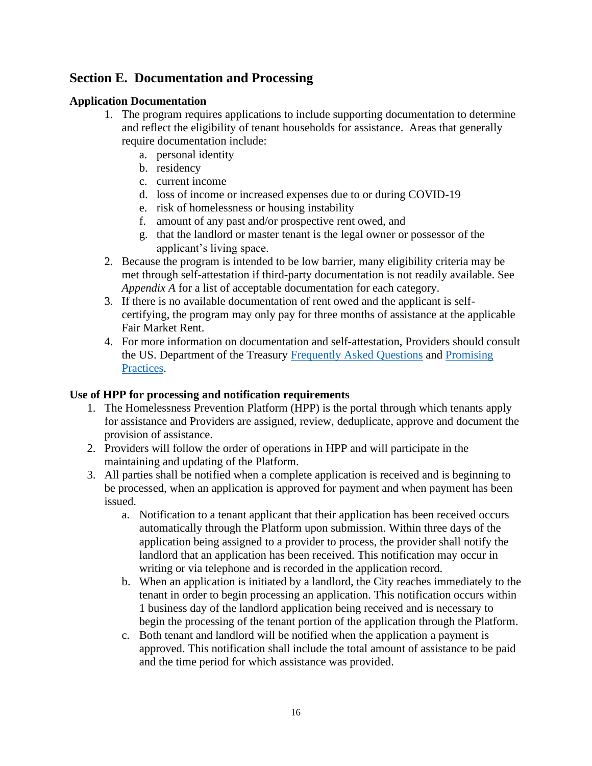## Section E. Documentation and Processing

### Application Documentation

1. The program requires applications to include supporting documentation to determine and reflect the eligibility of tenant households for assistance. Areas that generally require documentation include:
   a. personal identity
   b. residency
   c. current income
   d. loss of income or increased expenses due to or during COVID-19
   e. risk of homelessness or housing instability
   f. amount of any past and/or prospective rent owed, and
   g. that the landlord or master tenant is the legal owner or possessor of the applicant's living space.
2. Because the program is intended to be low barrier, many eligibility criteria may be met through self-attestation if third-party documentation is not readily available. See *Appendix A* for a list of acceptable documentation for each category.
3. If there is no available documentation of rent owed and the applicant is self-certifying, the program may only pay for three months of assistance at the applicable Fair Market Rent.
4. For more information on documentation and self-attestation, Providers should consult the US. Department of the Treasury [Frequently Asked Questions] and [Promising Practices].

### Use of HPP for processing and notification requirements

1. The Homelessness Prevention Platform (HPP) is the portal through which tenants apply for assistance and Providers are assigned, review, deduplicate, approve and document the provision of assistance.
2. Providers will follow the order of operations in HPP and will participate in the maintaining and updating of the Platform.
3. All parties shall be notified when a complete application is received and is beginning to be processed, when an application is approved for payment and when payment has been issued.
   a. Notification to a tenant applicant that their application has been received occurs automatically through the Platform upon submission. Within three days of the application being assigned to a provider to process, the provider shall notify the landlord that an application has been received. This notification may occur in writing or via telephone and is recorded in the application record.
   b. When an application is initiated by a landlord, the City reaches immediately to the tenant in order to begin processing an application. This notification occurs within 1 business day of the landlord application being received and is necessary to begin the processing of the tenant portion of the application through the Platform.
   c. Both tenant and landlord will be notified when the application a payment is approved. This notification shall include the total amount of assistance to be paid and the time period for which assistance was provided.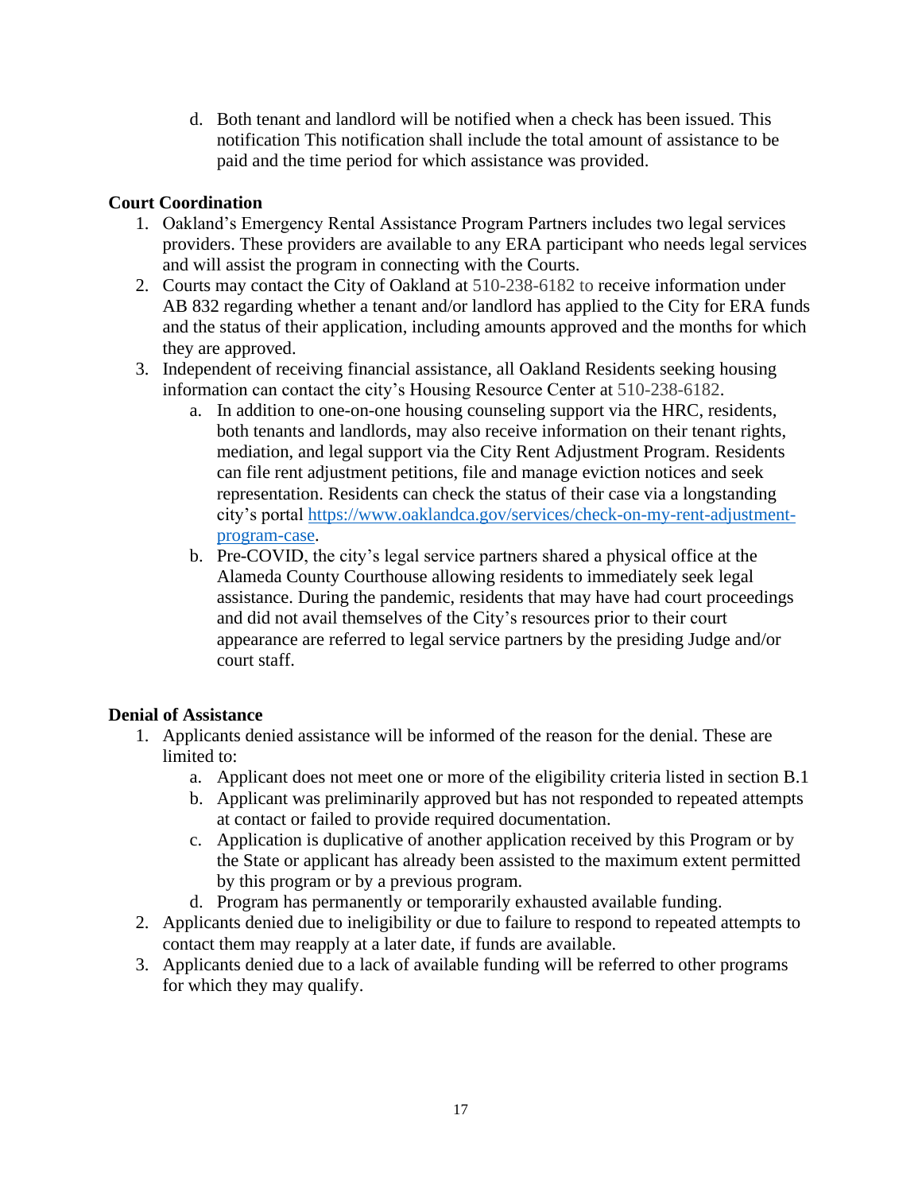d. Both tenant and landlord will be notified when a check has been issued. This notification This notification shall include the total amount of assistance to be paid and the time period for which assistance was provided.

**Court Coordination**

1. Oakland's Emergency Rental Assistance Program Partners includes two legal services providers. These providers are available to any ERA participant who needs legal services and will assist the program in connecting with the Courts.
2. Courts may contact the City of Oakland at 510-238-6182 to receive information under AB 832 regarding whether a tenant and/or landlord has applied to the City for ERA funds and the status of their application, including amounts approved and the months for which they are approved.
3. Independent of receiving financial assistance, all Oakland Residents seeking housing information can contact the city's Housing Resource Center at 510-238-6182.
    a. In addition to one-on-one housing counseling support via the HRC, residents, both tenants and landlords, may also receive information on their tenant rights, mediation, and legal support via the City Rent Adjustment Program. Residents can file rent adjustment petitions, file and manage eviction notices and seek representation. Residents can check the status of their case via a longstanding city's portal [https://www.oaklandca.gov/services/check-on-my-rent-adjustment-program-case](https://www.oaklandca.gov/services/check-on-my-rent-adjustment-program-case).
    b. Pre-COVID, the city's legal service partners shared a physical office at the Alameda County Courthouse allowing residents to immediately seek legal assistance. During the pandemic, residents that may have had court proceedings and did not avail themselves of the City's resources prior to their court appearance are referred to legal service partners by the presiding Judge and/or court staff.

**Denial of Assistance**

1. Applicants denied assistance will be informed of the reason for the denial. These are limited to:
    a. Applicant does not meet one or more of the eligibility criteria listed in section B.1
    b. Applicant was preliminarily approved but has not responded to repeated attempts at contact or failed to provide required documentation.
    c. Application is duplicative of another application received by this Program or by the State or applicant has already been assisted to the maximum extent permitted by this program or by a previous program.
    d. Program has permanently or temporarily exhausted available funding.
2. Applicants denied due to ineligibility or due to failure to respond to repeated attempts to contact them may reapply at a later date, if funds are available.
3. Applicants denied due to a lack of available funding will be referred to other programs for which they may qualify.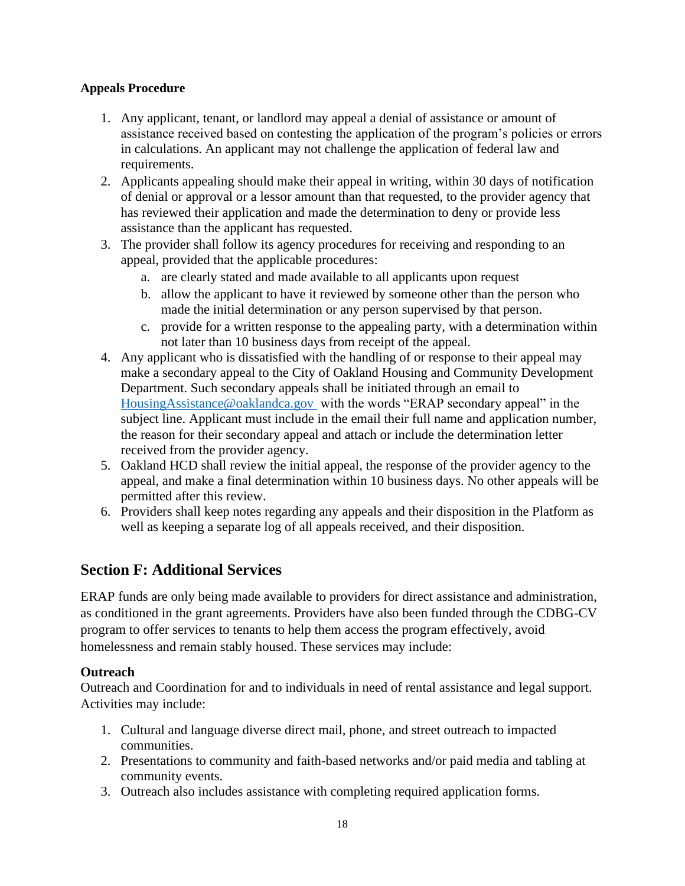**Appeals Procedure**

1. Any applicant, tenant, or landlord may appeal a denial of assistance or amount of assistance received based on contesting the application of the program's policies or errors in calculations. An applicant may not challenge the application of federal law and requirements.
2. Applicants appealing should make their appeal in writing, within 30 days of notification of denial or approval or a lessor amount than that requested, to the provider agency that has reviewed their application and made the determination to deny or provide less assistance than the applicant has requested.
3. The provider shall follow its agency procedures for receiving and responding to an appeal, provided that the applicable procedures:
   a. are clearly stated and made available to all applicants upon request
   b. allow the applicant to have it reviewed by someone other than the person who made the initial determination or any person supervised by that person.
   c. provide for a written response to the appealing party, with a determination within not later than 10 business days from receipt of the appeal.
4. Any applicant who is dissatisfied with the handling of or response to their appeal may make a secondary appeal to the City of Oakland Housing and Community Development Department. Such secondary appeals shall be initiated through an email to HousingAssistance@oaklandca.gov with the words "ERAP secondary appeal" in the subject line. Applicant must include in the email their full name and application number, the reason for their secondary appeal and attach or include the determination letter received from the provider agency.
5. Oakland HCD shall review the initial appeal, the response of the provider agency to the appeal, and make a final determination within 10 business days. No other appeals will be permitted after this review.
6. Providers shall keep notes regarding any appeals and their disposition in the Platform as well as keeping a separate log of all appeals received, and their disposition.

## Section F: Additional Services

ERAP funds are only being made available to providers for direct assistance and administration, as conditioned in the grant agreements. Providers have also been funded through the CDBG-CV program to offer services to tenants to help them access the program effectively, avoid homelessness and remain stably housed. These services may include:

**Outreach**
Outreach and Coordination for and to individuals in need of rental assistance and legal support. Activities may include:

1. Cultural and language diverse direct mail, phone, and street outreach to impacted communities.
2. Presentations to community and faith-based networks and/or paid media and tabling at community events.
3. Outreach also includes assistance with completing required application forms.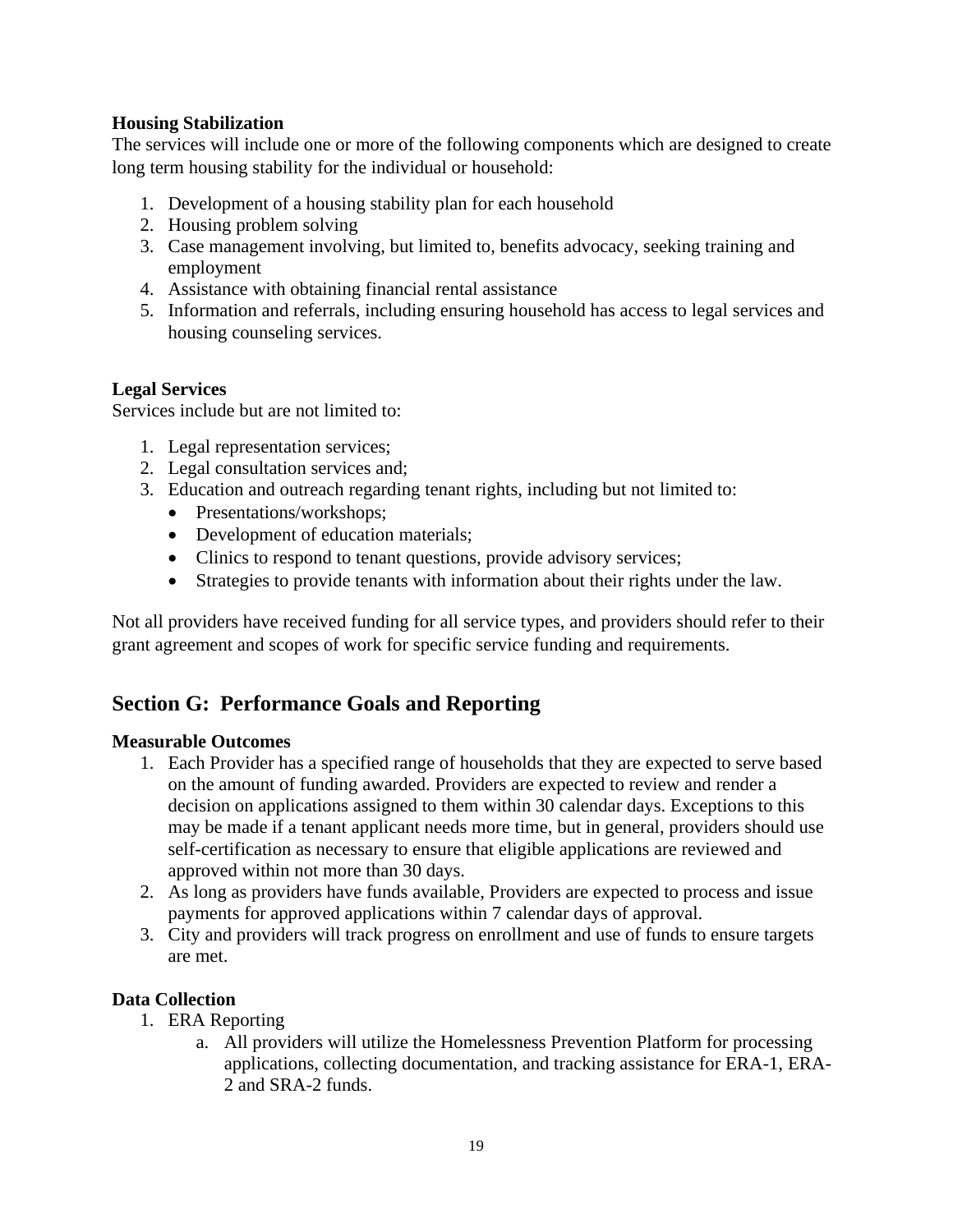**Housing Stabilization**

The services will include one or more of the following components which are designed to create long term housing stability for the individual or household:

1. Development of a housing stability plan for each household
2. Housing problem solving
3. Case management involving, but limited to, benefits advocacy, seeking training and employment
4. Assistance with obtaining financial rental assistance
5. Information and referrals, including ensuring household has access to legal services and housing counseling services.

**Legal Services**

Services include but are not limited to:

1. Legal representation services;
2. Legal consultation services and;
3. Education and outreach regarding tenant rights, including but not limited to:
   - Presentations/workshops;
   - Development of education materials;
   - Clinics to respond to tenant questions, provide advisory services;
   - Strategies to provide tenants with information about their rights under the law.

Not all providers have received funding for all service types, and providers should refer to their grant agreement and scopes of work for specific service funding and requirements.

## Section G: Performance Goals and Reporting

**Measurable Outcomes**

1. Each Provider has a specified range of households that they are expected to serve based on the amount of funding awarded. Providers are expected to review and render a decision on applications assigned to them within 30 calendar days. Exceptions to this may be made if a tenant applicant needs more time, but in general, providers should use self-certification as necessary to ensure that eligible applications are reviewed and approved within not more than 30 days.
2. As long as providers have funds available, Providers are expected to process and issue payments for approved applications within 7 calendar days of approval.
3. City and providers will track progress on enrollment and use of funds to ensure targets are met.

**Data Collection**

1. ERA Reporting
   a. All providers will utilize the Homelessness Prevention Platform for processing applications, collecting documentation, and tracking assistance for ERA-1, ERA-2 and SRA-2 funds.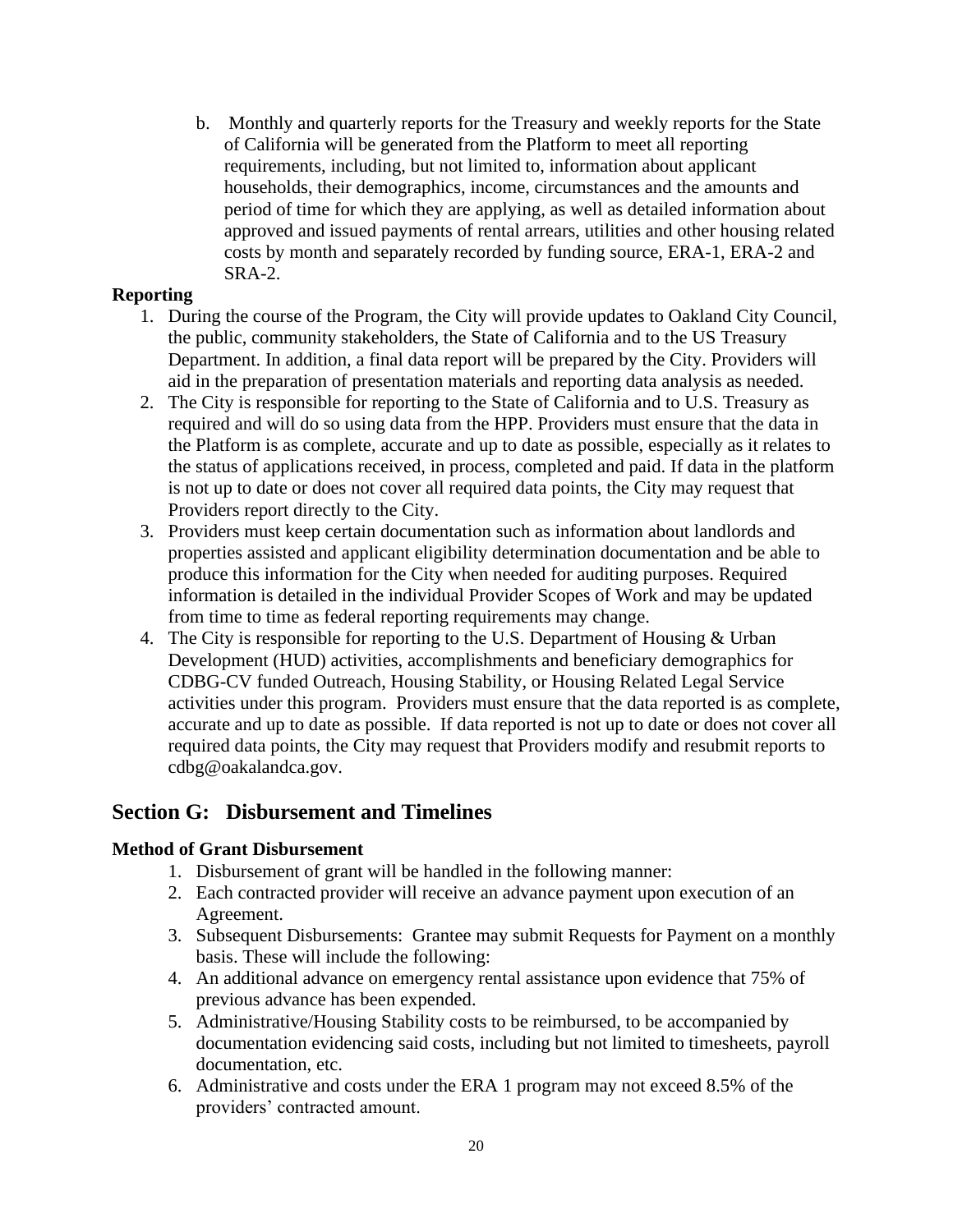b. Monthly and quarterly reports for the Treasury and weekly reports for the State of California will be generated from the Platform to meet all reporting requirements, including, but not limited to, information about applicant households, their demographics, income, circumstances and the amounts and period of time for which they are applying, as well as detailed information about approved and issued payments of rental arrears, utilities and other housing related costs by month and separately recorded by funding source, ERA-1, ERA-2 and SRA-2.

**Reporting**

1. During the course of the Program, the City will provide updates to Oakland City Council, the public, community stakeholders, the State of California and to the US Treasury Department. In addition, a final data report will be prepared by the City. Providers will aid in the preparation of presentation materials and reporting data analysis as needed.
2. The City is responsible for reporting to the State of California and to U.S. Treasury as required and will do so using data from the HPP. Providers must ensure that the data in the Platform is as complete, accurate and up to date as possible, especially as it relates to the status of applications received, in process, completed and paid. If data in the platform is not up to date or does not cover all required data points, the City may request that Providers report directly to the City.
3. Providers must keep certain documentation such as information about landlords and properties assisted and applicant eligibility determination documentation and be able to produce this information for the City when needed for auditing purposes. Required information is detailed in the individual Provider Scopes of Work and may be updated from time to time as federal reporting requirements may change.
4. The City is responsible for reporting to the U.S. Department of Housing & Urban Development (HUD) activities, accomplishments and beneficiary demographics for CDBG-CV funded Outreach, Housing Stability, or Housing Related Legal Service activities under this program. Providers must ensure that the data reported is as complete, accurate and up to date as possible. If data reported is not up to date or does not cover all required data points, the City may request that Providers modify and resubmit reports to cdbg@oakalandca.gov.

## Section G: Disbursement and Timelines

**Method of Grant Disbursement**

1. Disbursement of grant will be handled in the following manner:
2. Each contracted provider will receive an advance payment upon execution of an Agreement.
3. Subsequent Disbursements: Grantee may submit Requests for Payment on a monthly basis. These will include the following:
4. An additional advance on emergency rental assistance upon evidence that 75% of previous advance has been expended.
5. Administrative/Housing Stability costs to be reimbursed, to be accompanied by documentation evidencing said costs, including but not limited to timesheets, payroll documentation, etc.
6. Administrative and costs under the ERA 1 program may not exceed 8.5% of the providers' contracted amount.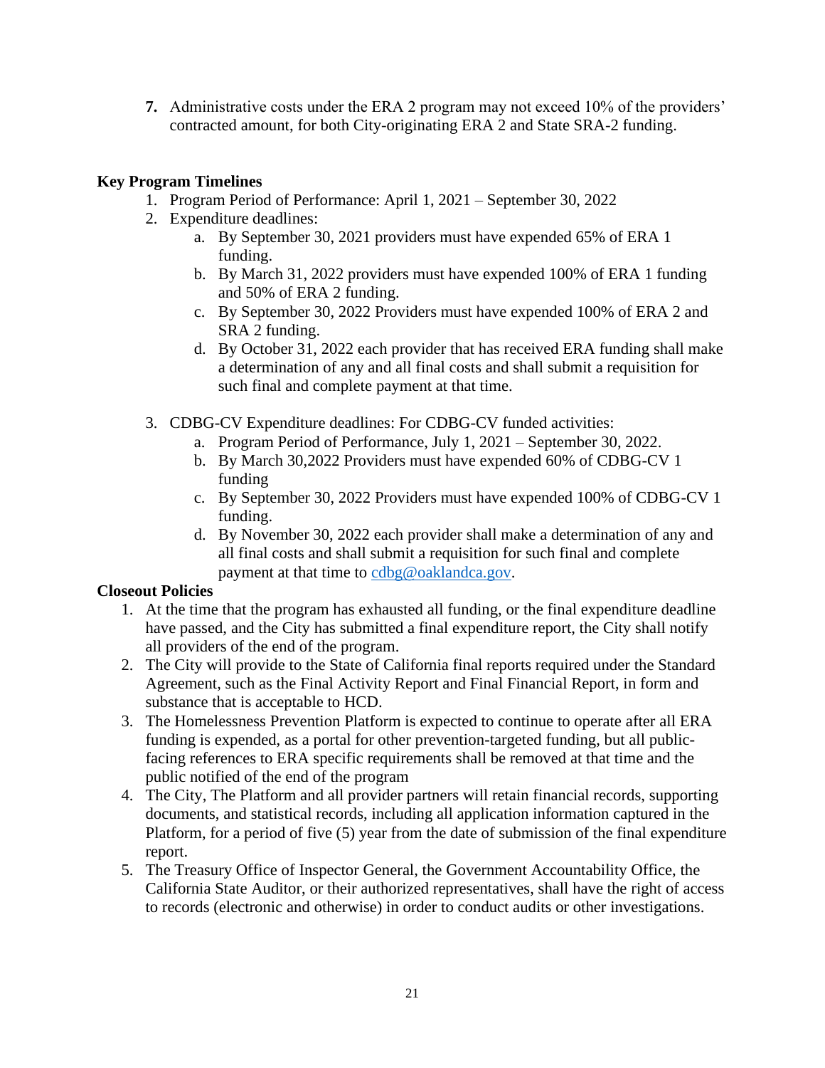7. Administrative costs under the ERA 2 program may not exceed 10% of the providers' contracted amount, for both City-originating ERA 2 and State SRA-2 funding.

**Key Program Timelines**

1. Program Period of Performance: April 1, 2021 – September 30, 2022
2. Expenditure deadlines:
   a. By September 30, 2021 providers must have expended 65% of ERA 1 funding.
   b. By March 31, 2022 providers must have expended 100% of ERA 1 funding and 50% of ERA 2 funding.
   c. By September 30, 2022 Providers must have expended 100% of ERA 2 and SRA 2 funding.
   d. By October 31, 2022 each provider that has received ERA funding shall make a determination of any and all final costs and shall submit a requisition for such final and complete payment at that time.

3. CDBG-CV Expenditure deadlines: For CDBG-CV funded activities:
   a. Program Period of Performance, July 1, 2021 – September 30, 2022.
   b. By March 30,2022 Providers must have expended 60% of CDBG-CV 1 funding
   c. By September 30, 2022 Providers must have expended 100% of CDBG-CV 1 funding.
   d. By November 30, 2022 each provider shall make a determination of any and all final costs and shall submit a requisition for such final and complete payment at that time to cdbg@oaklandca.gov.

**Closeout Policies**

1. At the time that the program has exhausted all funding, or the final expenditure deadline have passed, and the City has submitted a final expenditure report, the City shall notify all providers of the end of the program.
2. The City will provide to the State of California final reports required under the Standard Agreement, such as the Final Activity Report and Final Financial Report, in form and substance that is acceptable to HCD.
3. The Homelessness Prevention Platform is expected to continue to operate after all ERA funding is expended, as a portal for other prevention-targeted funding, but all public-facing references to ERA specific requirements shall be removed at that time and the public notified of the end of the program
4. The City, The Platform and all provider partners will retain financial records, supporting documents, and statistical records, including all application information captured in the Platform, for a period of five (5) year from the date of submission of the final expenditure report.
5. The Treasury Office of Inspector General, the Government Accountability Office, the California State Auditor, or their authorized representatives, shall have the right of access to records (electronic and otherwise) in order to conduct audits or other investigations.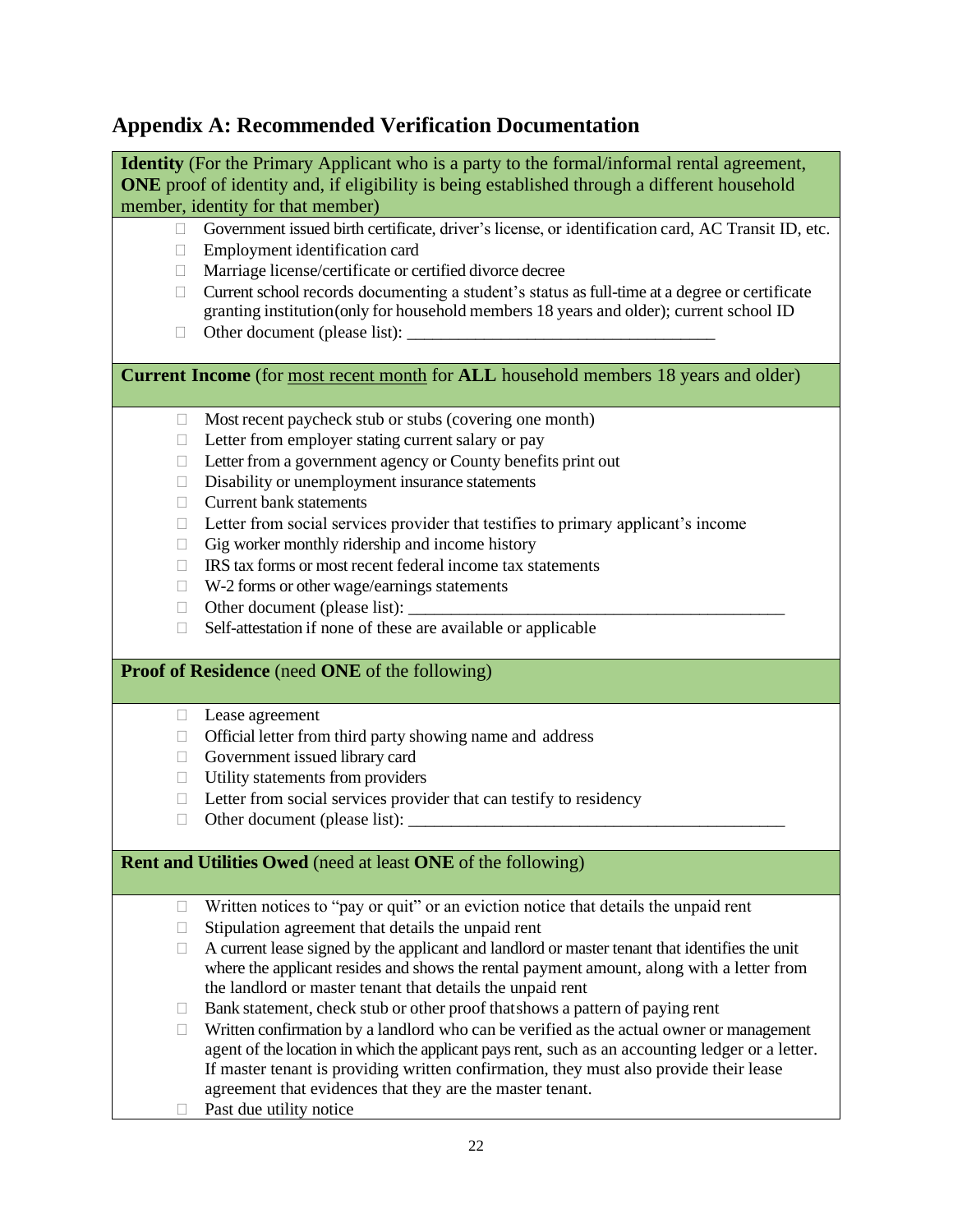## Appendix A: Recommended Verification Documentation

**Identity** (For the Primary Applicant who is a party to the formal/informal rental agreement, **ONE** proof of identity and, if eligibility is being established through a different household member, identity for that member)

- ☐ Government issued birth certificate, driver's license, or identification card, AC Transit ID, etc.
- ☐ Employment identification card
- ☐ Marriage license/certificate or certified divorce decree
- ☐ Current school records documenting a student's status as full-time at a degree or certificate granting institution(only for household members 18 years and older); current school ID
- ☐ Other document (please list): ____________________________________

**Current Income** (for most recent month for **ALL** household members 18 years and older)

- ☐ Most recent paycheck stub or stubs (covering one month)
- ☐ Letter from employer stating current salary or pay
- ☐ Letter from a government agency or County benefits print out
- ☐ Disability or unemployment insurance statements
- ☐ Current bank statements
- ☐ Letter from social services provider that testifies to primary applicant's income
- ☐ Gig worker monthly ridership and income history
- ☐ IRS tax forms or most recent federal income tax statements
- ☐ W-2 forms or other wage/earnings statements
- ☐ Other document (please list): ____________________________________________
- ☐ Self-attestation if none of these are available or applicable

**Proof of Residence** (need **ONE** of the following)

- ☐ Lease agreement
- ☐ Official letter from third party showing name and address
- ☐ Government issued library card
- ☐ Utility statements from providers
- ☐ Letter from social services provider that can testify to residency
- ☐ Other document (please list): ____________________________________________

**Rent and Utilities Owed** (need at least **ONE** of the following)

- ☐ Written notices to "pay or quit" or an eviction notice that details the unpaid rent
- ☐ Stipulation agreement that details the unpaid rent
- ☐ A current lease signed by the applicant and landlord or master tenant that identifies the unit where the applicant resides and shows the rental payment amount, along with a letter from the landlord or master tenant that details the unpaid rent
- ☐ Bank statement, check stub or other proof thatshows a pattern of paying rent
- ☐ Written confirmation by a landlord who can be verified as the actual owner or management agent of the location in which the applicant pays rent, such as an accounting ledger or a letter. If master tenant is providing written confirmation, they must also provide their lease agreement that evidences that they are the master tenant.
- ☐ Past due utility notice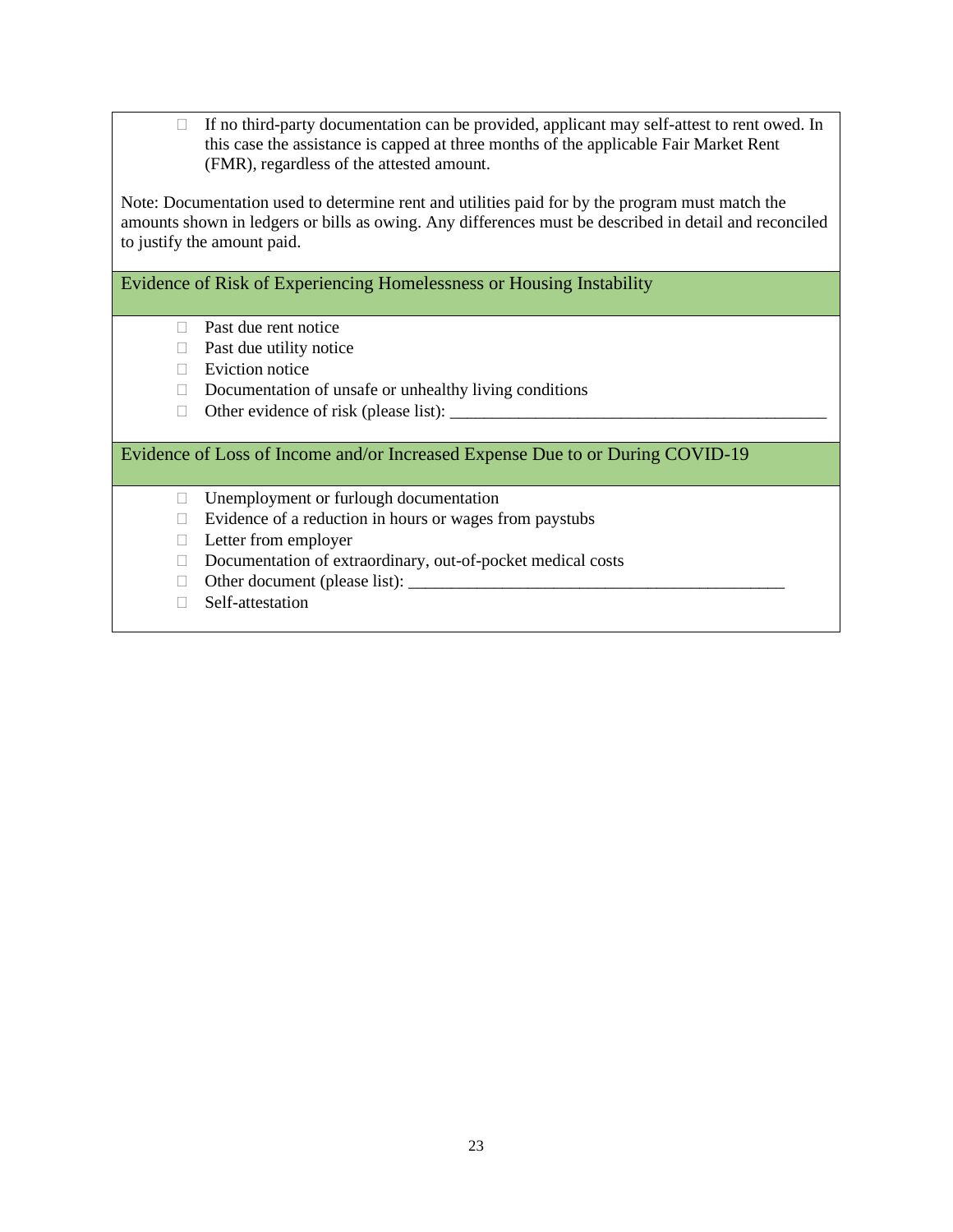- ☐ If no third-party documentation can be provided, applicant may self-attest to rent owed. In this case the assistance is capped at three months of the applicable Fair Market Rent (FMR), regardless of the attested amount.

Note: Documentation used to determine rent and utilities paid for by the program must match the amounts shown in ledgers or bills as owing. Any differences must be described in detail and reconciled to justify the amount paid.

### Evidence of Risk of Experiencing Homelessness or Housing Instability

- ☐ Past due rent notice
- ☐ Past due utility notice
- ☐ Eviction notice
- ☐ Documentation of unsafe or unhealthy living conditions
- ☐ Other evidence of risk (please list): ____________________________________________

### Evidence of Loss of Income and/or Increased Expense Due to or During COVID-19

- ☐ Unemployment or furlough documentation
- ☐ Evidence of a reduction in hours or wages from paystubs
- ☐ Letter from employer
- ☐ Documentation of extraordinary, out-of-pocket medical costs
- ☐ Other document (please list): ____________________________________________
- ☐ Self-attestation